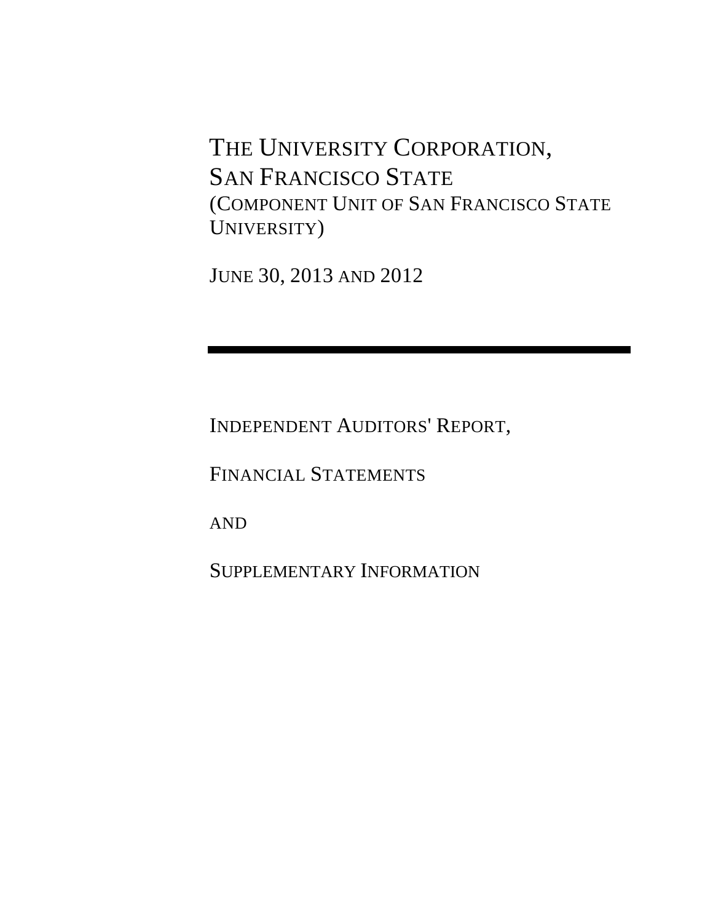# THE UNIVERSITY CORPORATION, SAN FRANCISCO STATE

(COMPONENT UNIT OF SAN FRANCISCO STATE UNIVERSITY)

JUNE 30, 2013 AND 2012

---

INDEPENDENT AUDITORS' REPORT,

FINANCIAL STATEMENTS

AND

SUPPLEMENTARY INFORMATION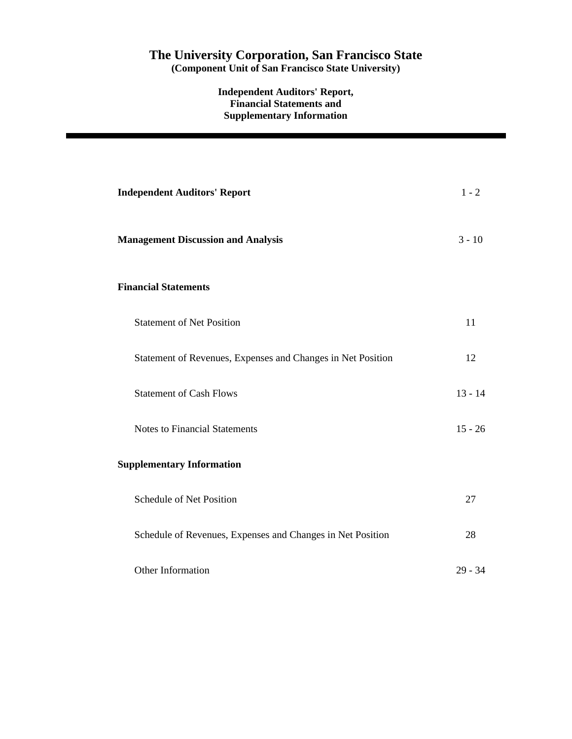# The University Corporation, San Francisco State

**(Component Unit of San Francisco State University)**

**Independent Auditors' Report,**
**Financial Statements and**
**Supplementary Information**

| | |
|---|---|
| **Independent Auditors' Report** | 1 - 2 |
| **Management Discussion and Analysis** | 3 - 10 |
| **Financial Statements** | |
| Statement of Net Position | 11 |
| Statement of Revenues, Expenses and Changes in Net Position | 12 |
| Statement of Cash Flows | 13 - 14 |
| Notes to Financial Statements | 15 - 26 |
| **Supplementary Information** | |
| Schedule of Net Position | 27 |
| Schedule of Revenues, Expenses and Changes in Net Position | 28 |
| Other Information | 29 - 34 |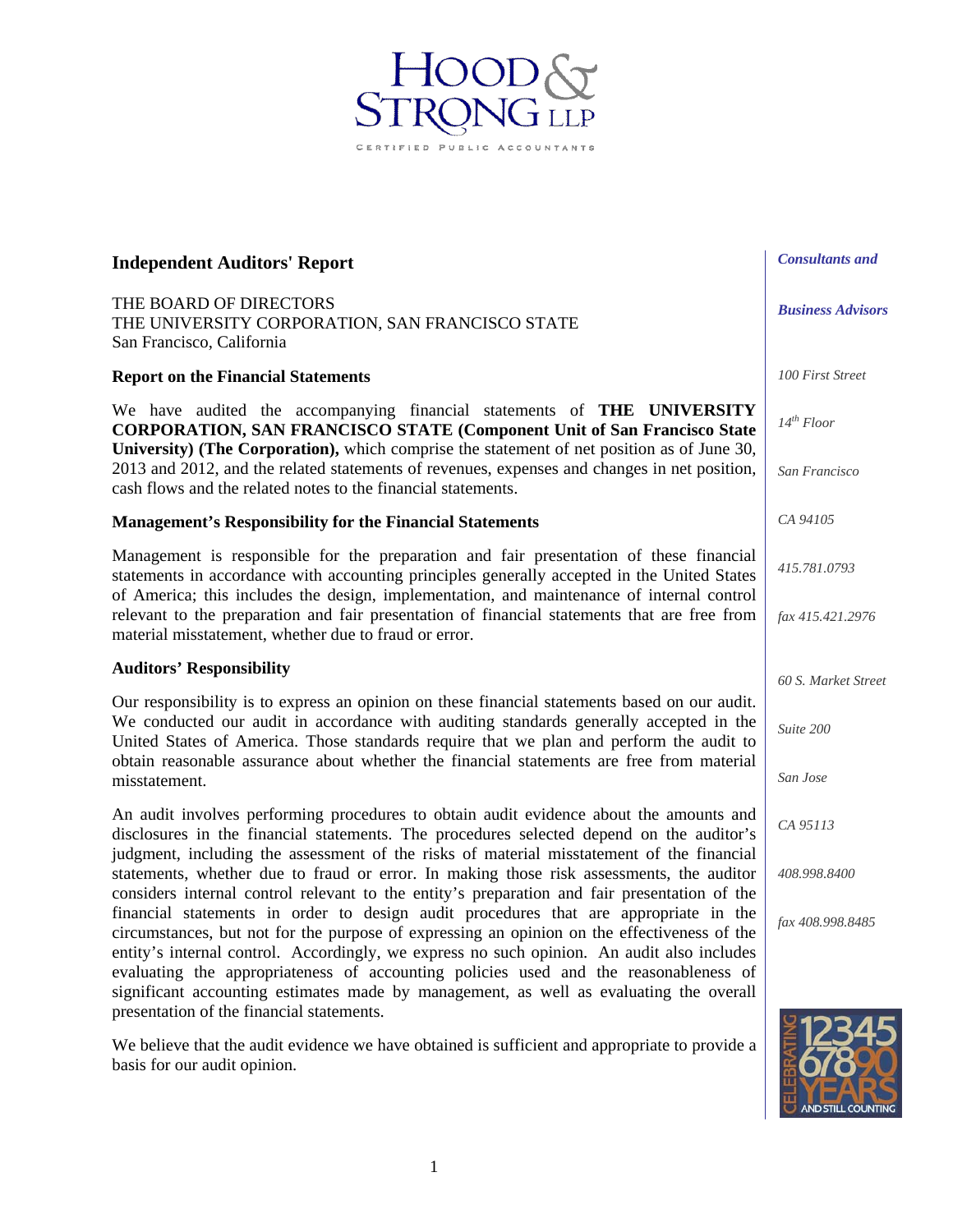# HOOD & STRONG LLP

CERTIFIED PUBLIC ACCOUNTANTS

## Independent Auditors' Report

THE BOARD OF DIRECTORS
THE UNIVERSITY CORPORATION, SAN FRANCISCO STATE
San Francisco, California

### Report on the Financial Statements

We have audited the accompanying financial statements of **THE UNIVERSITY CORPORATION, SAN FRANCISCO STATE (Component Unit of San Francisco State University) (The Corporation),** which comprise the statement of net position as of June 30, 2013 and 2012, and the related statements of revenues, expenses and changes in net position, cash flows and the related notes to the financial statements.

### Management's Responsibility for the Financial Statements

Management is responsible for the preparation and fair presentation of these financial statements in accordance with accounting principles generally accepted in the United States of America; this includes the design, implementation, and maintenance of internal control relevant to the preparation and fair presentation of financial statements that are free from material misstatement, whether due to fraud or error.

### Auditors' Responsibility

Our responsibility is to express an opinion on these financial statements based on our audit. We conducted our audit in accordance with auditing standards generally accepted in the United States of America. Those standards require that we plan and perform the audit to obtain reasonable assurance about whether the financial statements are free from material misstatement.

An audit involves performing procedures to obtain audit evidence about the amounts and disclosures in the financial statements. The procedures selected depend on the auditor's judgment, including the assessment of the risks of material misstatement of the financial statements, whether due to fraud or error. In making those risk assessments, the auditor considers internal control relevant to the entity's preparation and fair presentation of the financial statements in order to design audit procedures that are appropriate in the circumstances, but not for the purpose of expressing an opinion on the effectiveness of the entity's internal control. Accordingly, we express no such opinion. An audit also includes evaluating the appropriateness of accounting policies used and the reasonableness of significant accounting estimates made by management, as well as evaluating the overall presentation of the financial statements.

We believe that the audit evidence we have obtained is sufficient and appropriate to provide a basis for our audit opinion.

*Consultants and Business Advisors*

*100 First Street*
*14th Floor*
*San Francisco*
*CA 94105*
*415.781.0793*
*fax 415.421.2976*

*60 S. Market Street*
*Suite 200*
*San Jose*
*CA 95113*
*408.998.8400*
*fax 408.998.8485*

CELEBRATING 1234567890 YEARS AND STILL COUNTING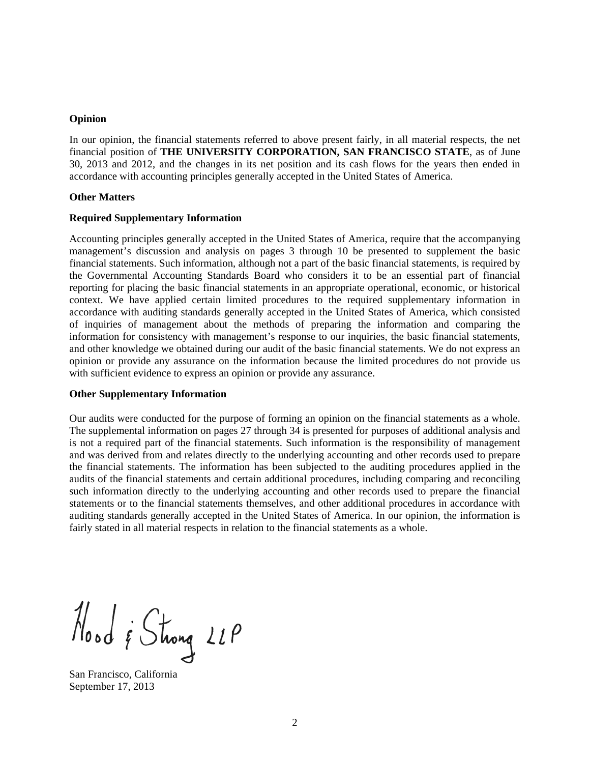**Opinion**

In our opinion, the financial statements referred to above present fairly, in all material respects, the net financial position of **THE UNIVERSITY CORPORATION, SAN FRANCISCO STATE**, as of June 30, 2013 and 2012, and the changes in its net position and its cash flows for the years then ended in accordance with accounting principles generally accepted in the United States of America.

**Other Matters**

**Required Supplementary Information**

Accounting principles generally accepted in the United States of America, require that the accompanying management's discussion and analysis on pages 3 through 10 be presented to supplement the basic financial statements. Such information, although not a part of the basic financial statements, is required by the Governmental Accounting Standards Board who considers it to be an essential part of financial reporting for placing the basic financial statements in an appropriate operational, economic, or historical context. We have applied certain limited procedures to the required supplementary information in accordance with auditing standards generally accepted in the United States of America, which consisted of inquiries of management about the methods of preparing the information and comparing the information for consistency with management's response to our inquiries, the basic financial statements, and other knowledge we obtained during our audit of the basic financial statements. We do not express an opinion or provide any assurance on the information because the limited procedures do not provide us with sufficient evidence to express an opinion or provide any assurance.

**Other Supplementary Information**

Our audits were conducted for the purpose of forming an opinion on the financial statements as a whole. The supplemental information on pages 27 through 34 is presented for purposes of additional analysis and is not a required part of the financial statements. Such information is the responsibility of management and was derived from and relates directly to the underlying accounting and other records used to prepare the financial statements. The information has been subjected to the auditing procedures applied in the audits of the financial statements and certain additional procedures, including comparing and reconciling such information directly to the underlying accounting and other records used to prepare the financial statements or to the financial statements themselves, and other additional procedures in accordance with auditing standards generally accepted in the United States of America. In our opinion, the information is fairly stated in all material respects in relation to the financial statements as a whole.

Hood & Strong LLP

San Francisco, California
September 17, 2013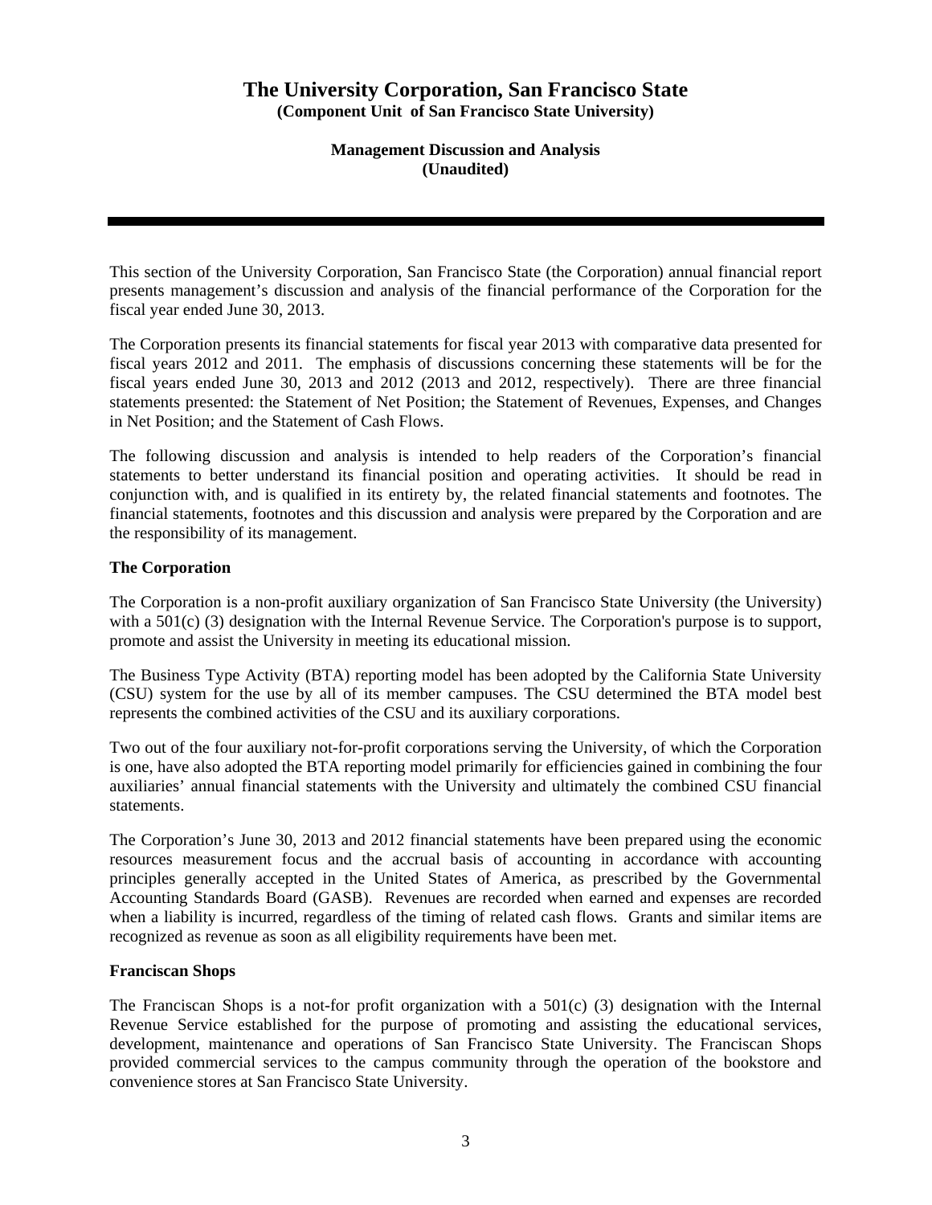# The University Corporation, San Francisco State

**(Component Unit of San Francisco State University)**

**Management Discussion and Analysis**
**(Unaudited)**

---

This section of the University Corporation, San Francisco State (the Corporation) annual financial report presents management's discussion and analysis of the financial performance of the Corporation for the fiscal year ended June 30, 2013.

The Corporation presents its financial statements for fiscal year 2013 with comparative data presented for fiscal years 2012 and 2011. The emphasis of discussions concerning these statements will be for the fiscal years ended June 30, 2013 and 2012 (2013 and 2012, respectively). There are three financial statements presented: the Statement of Net Position; the Statement of Revenues, Expenses, and Changes in Net Position; and the Statement of Cash Flows.

The following discussion and analysis is intended to help readers of the Corporation's financial statements to better understand its financial position and operating activities. It should be read in conjunction with, and is qualified in its entirety by, the related financial statements and footnotes. The financial statements, footnotes and this discussion and analysis were prepared by the Corporation and are the responsibility of its management.

**The Corporation**

The Corporation is a non-profit auxiliary organization of San Francisco State University (the University) with a 501(c) (3) designation with the Internal Revenue Service. The Corporation's purpose is to support, promote and assist the University in meeting its educational mission.

The Business Type Activity (BTA) reporting model has been adopted by the California State University (CSU) system for the use by all of its member campuses. The CSU determined the BTA model best represents the combined activities of the CSU and its auxiliary corporations.

Two out of the four auxiliary not-for-profit corporations serving the University, of which the Corporation is one, have also adopted the BTA reporting model primarily for efficiencies gained in combining the four auxiliaries' annual financial statements with the University and ultimately the combined CSU financial statements.

The Corporation's June 30, 2013 and 2012 financial statements have been prepared using the economic resources measurement focus and the accrual basis of accounting in accordance with accounting principles generally accepted in the United States of America, as prescribed by the Governmental Accounting Standards Board (GASB). Revenues are recorded when earned and expenses are recorded when a liability is incurred, regardless of the timing of related cash flows. Grants and similar items are recognized as revenue as soon as all eligibility requirements have been met.

**Franciscan Shops**

The Franciscan Shops is a not-for profit organization with a 501(c) (3) designation with the Internal Revenue Service established for the purpose of promoting and assisting the educational services, development, maintenance and operations of San Francisco State University. The Franciscan Shops provided commercial services to the campus community through the operation of the bookstore and convenience stores at San Francisco State University.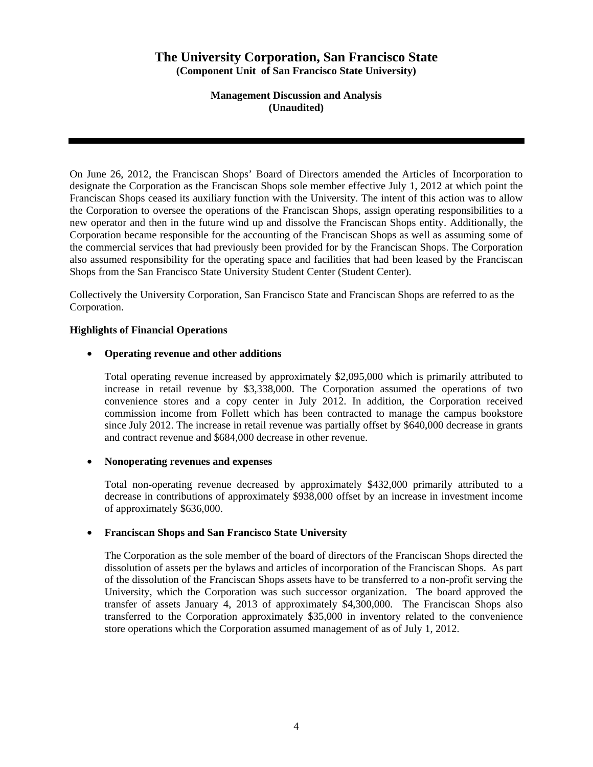# The University Corporation, San Francisco State

**(Component Unit of San Francisco State University)**

**Management Discussion and Analysis**
**(Unaudited)**

---

On June 26, 2012, the Franciscan Shops' Board of Directors amended the Articles of Incorporation to designate the Corporation as the Franciscan Shops sole member effective July 1, 2012 at which point the Franciscan Shops ceased its auxiliary function with the University. The intent of this action was to allow the Corporation to oversee the operations of the Franciscan Shops, assign operating responsibilities to a new operator and then in the future wind up and dissolve the Franciscan Shops entity. Additionally, the Corporation became responsible for the accounting of the Franciscan Shops as well as assuming some of the commercial services that had previously been provided for by the Franciscan Shops. The Corporation also assumed responsibility for the operating space and facilities that had been leased by the Franciscan Shops from the San Francisco State University Student Center (Student Center).

Collectively the University Corporation, San Francisco State and Franciscan Shops are referred to as the Corporation.

**Highlights of Financial Operations**

- **Operating revenue and other additions**

  Total operating revenue increased by approximately $2,095,000 which is primarily attributed to increase in retail revenue by $3,338,000. The Corporation assumed the operations of two convenience stores and a copy center in July 2012. In addition, the Corporation received commission income from Follett which has been contracted to manage the campus bookstore since July 2012. The increase in retail revenue was partially offset by $640,000 decrease in grants and contract revenue and $684,000 decrease in other revenue.

- **Nonoperating revenues and expenses**

  Total non-operating revenue decreased by approximately $432,000 primarily attributed to a decrease in contributions of approximately $938,000 offset by an increase in investment income of approximately $636,000.

- **Franciscan Shops and San Francisco State University**

  The Corporation as the sole member of the board of directors of the Franciscan Shops directed the dissolution of assets per the bylaws and articles of incorporation of the Franciscan Shops. As part of the dissolution of the Franciscan Shops assets have to be transferred to a non-profit serving the University, which the Corporation was such successor organization. The board approved the transfer of assets January 4, 2013 of approximately $4,300,000. The Franciscan Shops also transferred to the Corporation approximately $35,000 in inventory related to the convenience store operations which the Corporation assumed management of as of July 1, 2012.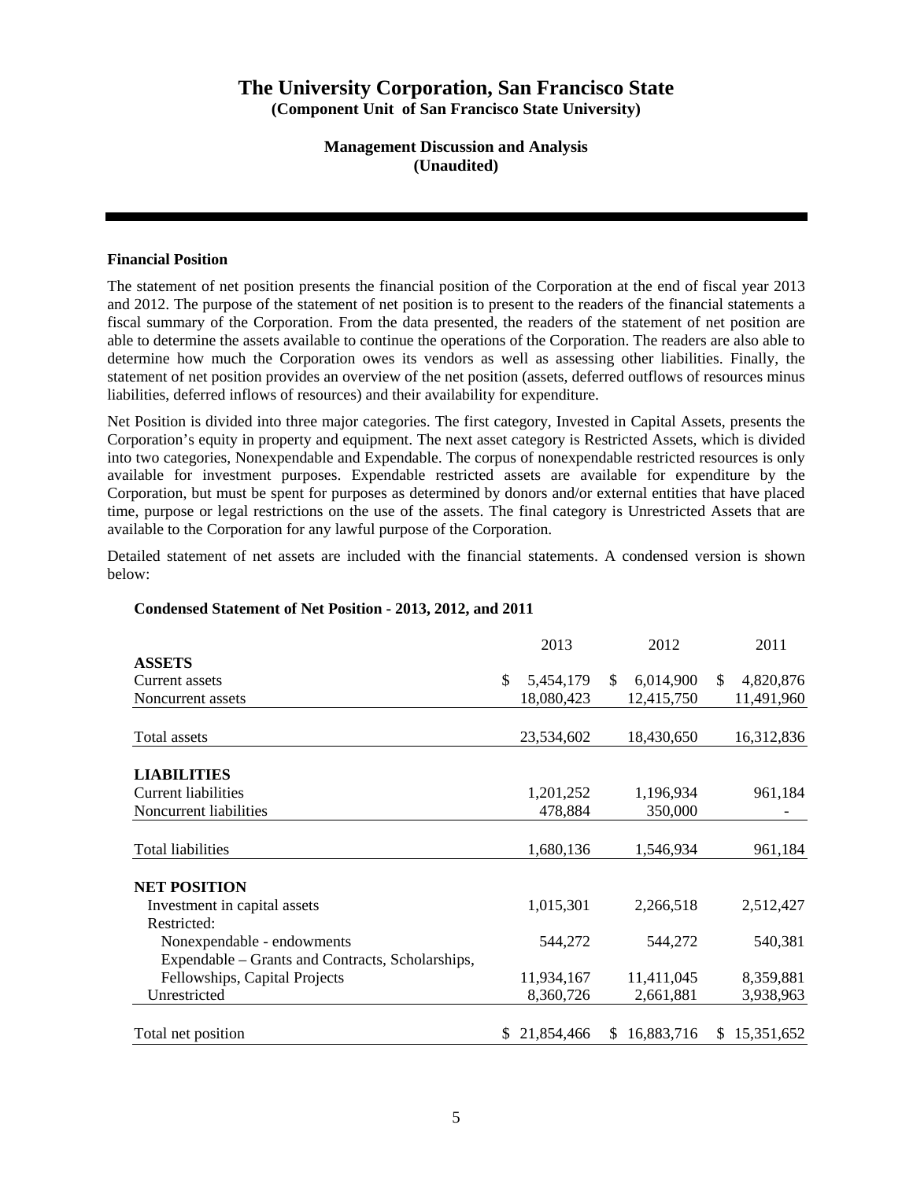# The University Corporation, San Francisco State

**(Component Unit of San Francisco State University)**

**Management Discussion and Analysis**
**(Unaudited)**

### Financial Position

The statement of net position presents the financial position of the Corporation at the end of fiscal year 2013 and 2012. The purpose of the statement of net position is to present to the readers of the financial statements a fiscal summary of the Corporation. From the data presented, the readers of the statement of net position are able to determine the assets available to continue the operations of the Corporation. The readers are also able to determine how much the Corporation owes its vendors as well as assessing other liabilities. Finally, the statement of net position provides an overview of the net position (assets, deferred outflows of resources minus liabilities, deferred inflows of resources) and their availability for expenditure.

Net Position is divided into three major categories. The first category, Invested in Capital Assets, presents the Corporation's equity in property and equipment. The next asset category is Restricted Assets, which is divided into two categories, Nonexpendable and Expendable. The corpus of nonexpendable restricted resources is only available for investment purposes. Expendable restricted assets are available for expenditure by the Corporation, but must be spent for purposes as determined by donors and/or external entities that have placed time, purpose or legal restrictions on the use of the assets. The final category is Unrestricted Assets that are available to the Corporation for any lawful purpose of the Corporation.

Detailed statement of net assets are included with the financial statements. A condensed version is shown below:

**Condensed Statement of Net Position - 2013, 2012, and 2011**

| | 2013 | 2012 | 2011 |
|---|---|---|---|
| **ASSETS** | | | |
| Current assets | $ 5,454,179 | $ 6,014,900 | $ 4,820,876 |
| Noncurrent assets | 18,080,423 | 12,415,750 | 11,491,960 |
| Total assets | 23,534,602 | 18,430,650 | 16,312,836 |
| **LIABILITIES** | | | |
| Current liabilities | 1,201,252 | 1,196,934 | 961,184 |
| Noncurrent liabilities | 478,884 | 350,000 | - |
| Total liabilities | 1,680,136 | 1,546,934 | 961,184 |
| **NET POSITION** | | | |
| Investment in capital assets | 1,015,301 | 2,266,518 | 2,512,427 |
| Restricted: | | | |
| Nonexpendable - endowments | 544,272 | 544,272 | 540,381 |
| Expendable – Grants and Contracts, Scholarships, Fellowships, Capital Projects | 11,934,167 | 11,411,045 | 8,359,881 |
| Unrestricted | 8,360,726 | 2,661,881 | 3,938,963 |
| Total net position | $ 21,854,466 | $ 16,883,716 | $ 15,351,652 |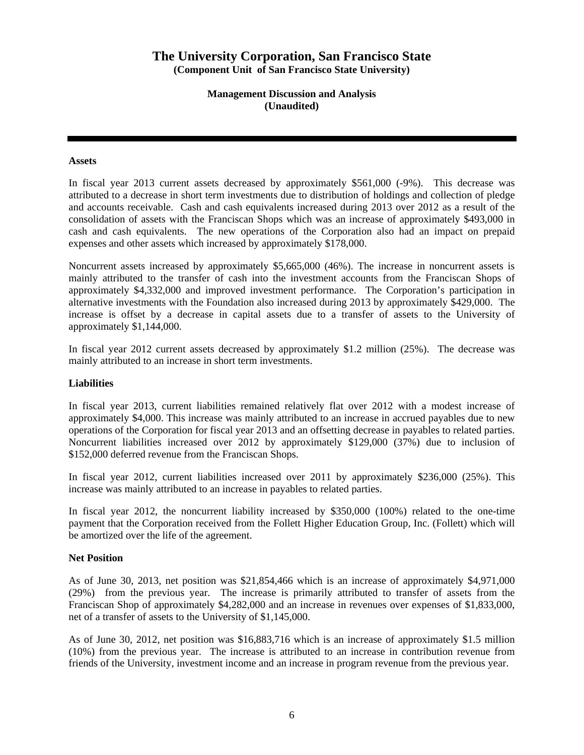# The University Corporation, San Francisco State

**(Component Unit of San Francisco State University)**

**Management Discussion and Analysis**
**(Unaudited)**

---

### Assets

In fiscal year 2013 current assets decreased by approximately $561,000 (-9%). This decrease was attributed to a decrease in short term investments due to distribution of holdings and collection of pledge and accounts receivable. Cash and cash equivalents increased during 2013 over 2012 as a result of the consolidation of assets with the Franciscan Shops which was an increase of approximately $493,000 in cash and cash equivalents. The new operations of the Corporation also had an impact on prepaid expenses and other assets which increased by approximately $178,000.

Noncurrent assets increased by approximately $5,665,000 (46%). The increase in noncurrent assets is mainly attributed to the transfer of cash into the investment accounts from the Franciscan Shops of approximately $4,332,000 and improved investment performance. The Corporation's participation in alternative investments with the Foundation also increased during 2013 by approximately $429,000. The increase is offset by a decrease in capital assets due to a transfer of assets to the University of approximately $1,144,000.

In fiscal year 2012 current assets decreased by approximately $1.2 million (25%). The decrease was mainly attributed to an increase in short term investments.

### Liabilities

In fiscal year 2013, current liabilities remained relatively flat over 2012 with a modest increase of approximately $4,000. This increase was mainly attributed to an increase in accrued payables due to new operations of the Corporation for fiscal year 2013 and an offsetting decrease in payables to related parties. Noncurrent liabilities increased over 2012 by approximately $129,000 (37%) due to inclusion of $152,000 deferred revenue from the Franciscan Shops.

In fiscal year 2012, current liabilities increased over 2011 by approximately $236,000 (25%). This increase was mainly attributed to an increase in payables to related parties.

In fiscal year 2012, the noncurrent liability increased by $350,000 (100%) related to the one-time payment that the Corporation received from the Follett Higher Education Group, Inc. (Follett) which will be amortized over the life of the agreement.

### Net Position

As of June 30, 2013, net position was $21,854,466 which is an increase of approximately $4,971,000 (29%) from the previous year. The increase is primarily attributed to transfer of assets from the Franciscan Shop of approximately $4,282,000 and an increase in revenues over expenses of $1,833,000, net of a transfer of assets to the University of $1,145,000.

As of June 30, 2012, net position was $16,883,716 which is an increase of approximately $1.5 million (10%) from the previous year. The increase is attributed to an increase in contribution revenue from friends of the University, investment income and an increase in program revenue from the previous year.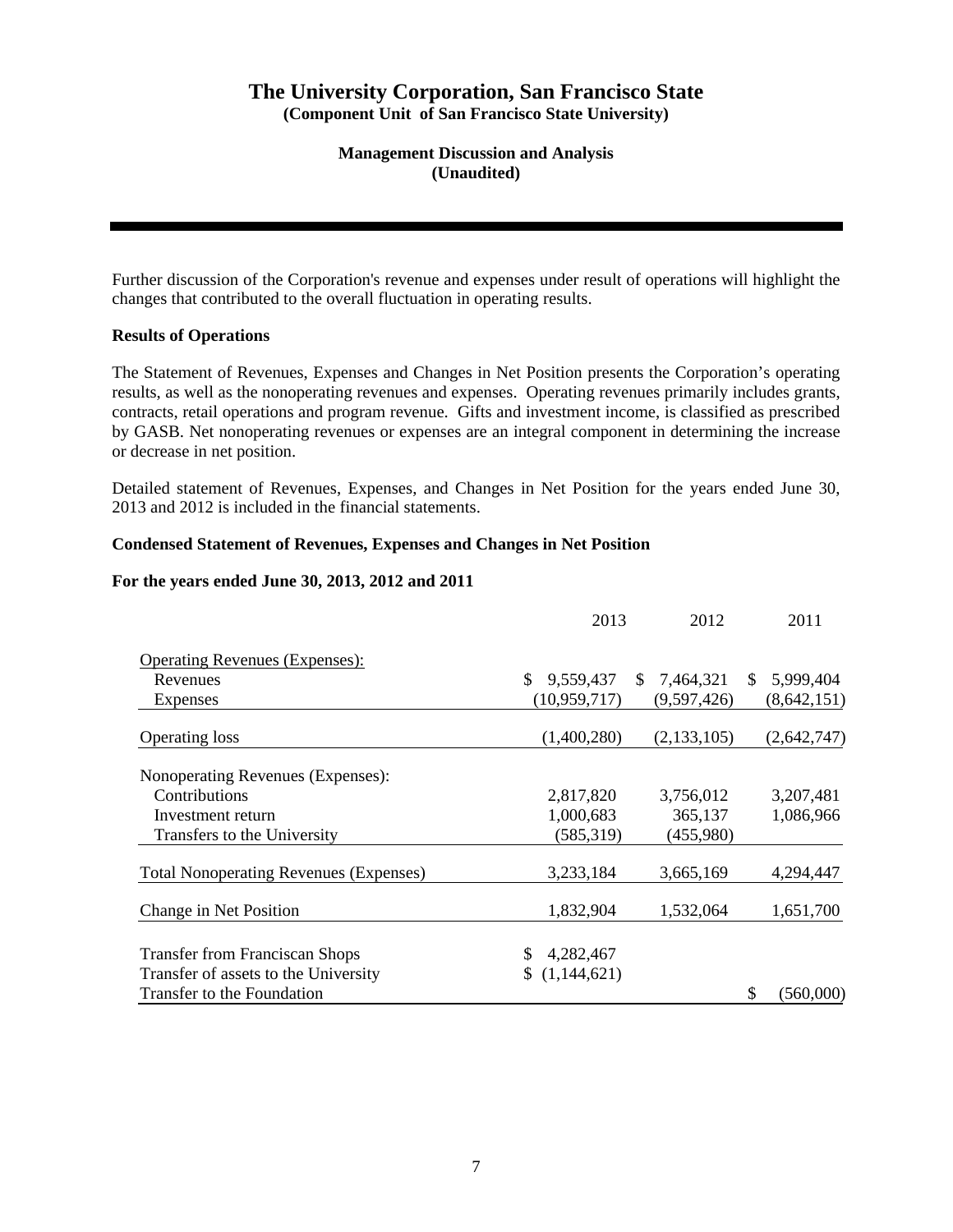# The University Corporation, San Francisco State

**(Component Unit of San Francisco State University)**

**Management Discussion and Analysis**
**(Unaudited)**

Further discussion of the Corporation's revenue and expenses under result of operations will highlight the changes that contributed to the overall fluctuation in operating results.

**Results of Operations**

The Statement of Revenues, Expenses and Changes in Net Position presents the Corporation's operating results, as well as the nonoperating revenues and expenses. Operating revenues primarily includes grants, contracts, retail operations and program revenue. Gifts and investment income, is classified as prescribed by GASB. Net nonoperating revenues or expenses are an integral component in determining the increase or decrease in net position.

Detailed statement of Revenues, Expenses, and Changes in Net Position for the years ended June 30, 2013 and 2012 is included in the financial statements.

**Condensed Statement of Revenues, Expenses and Changes in Net Position**

**For the years ended June 30, 2013, 2012 and 2011**

| | 2013 | 2012 | 2011 |
|---|---|---|---|
| Operating Revenues (Expenses): | | | |
| Revenues | $ 9,559,437 | $ 7,464,321 | $ 5,999,404 |
| Expenses | (10,959,717) | (9,597,426) | (8,642,151) |
| Operating loss | (1,400,280) | (2,133,105) | (2,642,747) |
| Nonoperating Revenues (Expenses): | | | |
| Contributions | 2,817,820 | 3,756,012 | 3,207,481 |
| Investment return | 1,000,683 | 365,137 | 1,086,966 |
| Transfers to the University | (585,319) | (455,980) | |
| Total Nonoperating Revenues (Expenses) | 3,233,184 | 3,665,169 | 4,294,447 |
| Change in Net Position | 1,832,904 | 1,532,064 | 1,651,700 |
| Transfer from Franciscan Shops | $ 4,282,467 | | |
| Transfer of assets to the University | $ (1,144,621) | | |
| Transfer to the Foundation | | | $ (560,000) |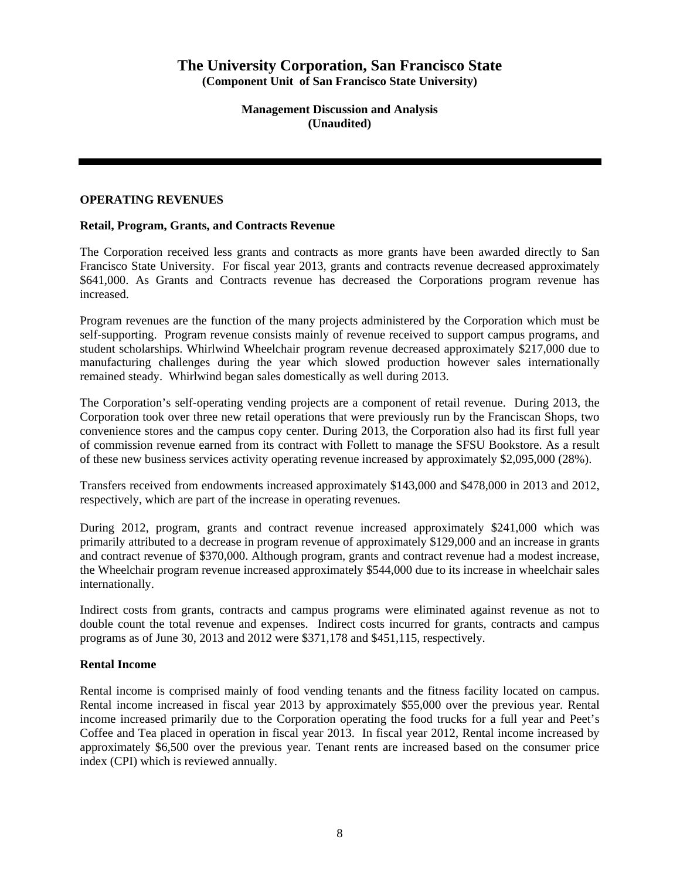# The University Corporation, San Francisco State

**(Component Unit of San Francisco State University)**

**Management Discussion and Analysis**
**(Unaudited)**

## OPERATING REVENUES

### Retail, Program, Grants, and Contracts Revenue

The Corporation received less grants and contracts as more grants have been awarded directly to San Francisco State University. For fiscal year 2013, grants and contracts revenue decreased approximately $641,000. As Grants and Contracts revenue has decreased the Corporations program revenue has increased.

Program revenues are the function of the many projects administered by the Corporation which must be self-supporting. Program revenue consists mainly of revenue received to support campus programs, and student scholarships. Whirlwind Wheelchair program revenue decreased approximately $217,000 due to manufacturing challenges during the year which slowed production however sales internationally remained steady. Whirlwind began sales domestically as well during 2013.

The Corporation's self-operating vending projects are a component of retail revenue. During 2013, the Corporation took over three new retail operations that were previously run by the Franciscan Shops, two convenience stores and the campus copy center. During 2013, the Corporation also had its first full year of commission revenue earned from its contract with Follett to manage the SFSU Bookstore. As a result of these new business services activity operating revenue increased by approximately $2,095,000 (28%).

Transfers received from endowments increased approximately $143,000 and $478,000 in 2013 and 2012, respectively, which are part of the increase in operating revenues.

During 2012, program, grants and contract revenue increased approximately $241,000 which was primarily attributed to a decrease in program revenue of approximately $129,000 and an increase in grants and contract revenue of $370,000. Although program, grants and contract revenue had a modest increase, the Wheelchair program revenue increased approximately $544,000 due to its increase in wheelchair sales internationally.

Indirect costs from grants, contracts and campus programs were eliminated against revenue as not to double count the total revenue and expenses. Indirect costs incurred for grants, contracts and campus programs as of June 30, 2013 and 2012 were $371,178 and $451,115, respectively.

### Rental Income

Rental income is comprised mainly of food vending tenants and the fitness facility located on campus. Rental income increased in fiscal year 2013 by approximately $55,000 over the previous year. Rental income increased primarily due to the Corporation operating the food trucks for a full year and Peet's Coffee and Tea placed in operation in fiscal year 2013. In fiscal year 2012, Rental income increased by approximately $6,500 over the previous year. Tenant rents are increased based on the consumer price index (CPI) which is reviewed annually.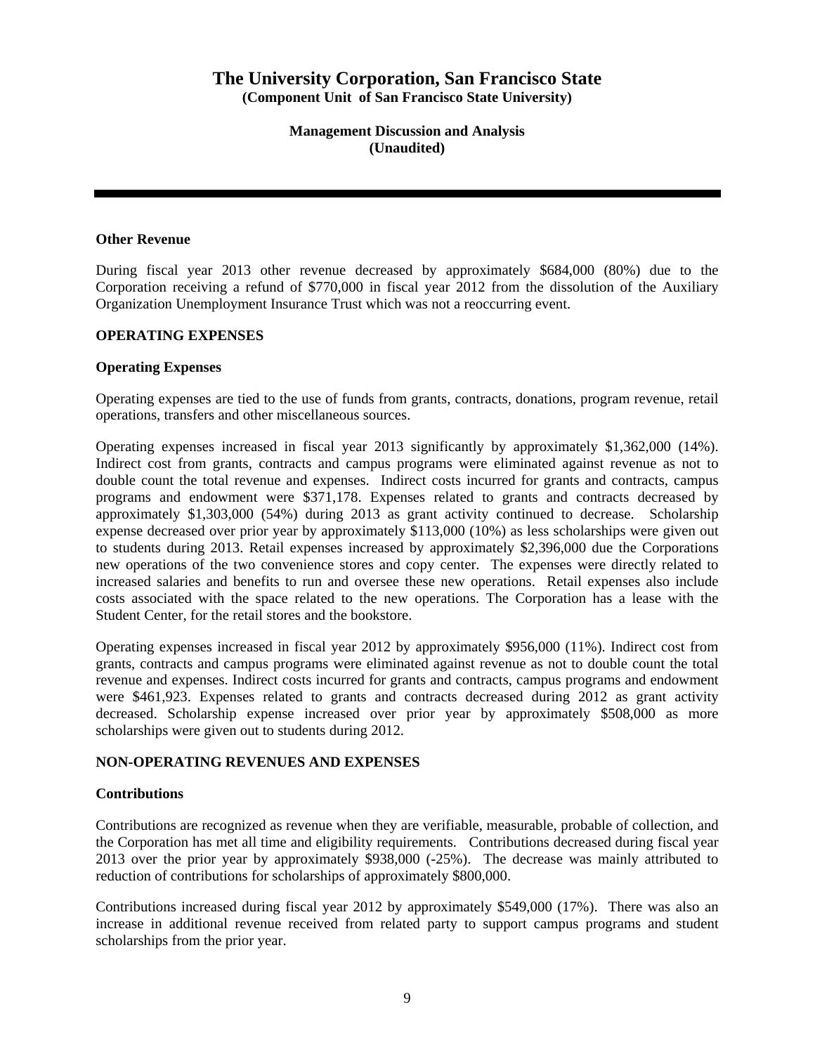**Other Revenue**

During fiscal year 2013 other revenue decreased by approximately $684,000 (80%) due to the Corporation receiving a refund of $770,000 in fiscal year 2012 from the dissolution of the Auxiliary Organization Unemployment Insurance Trust which was not a reoccurring event.

**OPERATING EXPENSES**

**Operating Expenses**

Operating expenses are tied to the use of funds from grants, contracts, donations, program revenue, retail operations, transfers and other miscellaneous sources.

Operating expenses increased in fiscal year 2013 significantly by approximately $1,362,000 (14%). Indirect cost from grants, contracts and campus programs were eliminated against revenue as not to double count the total revenue and expenses. Indirect costs incurred for grants and contracts, campus programs and endowment were $371,178. Expenses related to grants and contracts decreased by approximately $1,303,000 (54%) during 2013 as grant activity continued to decrease. Scholarship expense decreased over prior year by approximately $113,000 (10%) as less scholarships were given out to students during 2013. Retail expenses increased by approximately $2,396,000 due the Corporations new operations of the two convenience stores and copy center. The expenses were directly related to increased salaries and benefits to run and oversee these new operations. Retail expenses also include costs associated with the space related to the new operations. The Corporation has a lease with the Student Center, for the retail stores and the bookstore.

Operating expenses increased in fiscal year 2012 by approximately $956,000 (11%). Indirect cost from grants, contracts and campus programs were eliminated against revenue as not to double count the total revenue and expenses. Indirect costs incurred for grants and contracts, campus programs and endowment were $461,923. Expenses related to grants and contracts decreased during 2012 as grant activity decreased. Scholarship expense increased over prior year by approximately $508,000 as more scholarships were given out to students during 2012.

**NON-OPERATING REVENUES AND EXPENSES**

**Contributions**

Contributions are recognized as revenue when they are verifiable, measurable, probable of collection, and the Corporation has met all time and eligibility requirements. Contributions decreased during fiscal year 2013 over the prior year by approximately $938,000 (-25%). The decrease was mainly attributed to reduction of contributions for scholarships of approximately $800,000.

Contributions increased during fiscal year 2012 by approximately $549,000 (17%). There was also an increase in additional revenue received from related party to support campus programs and student scholarships from the prior year.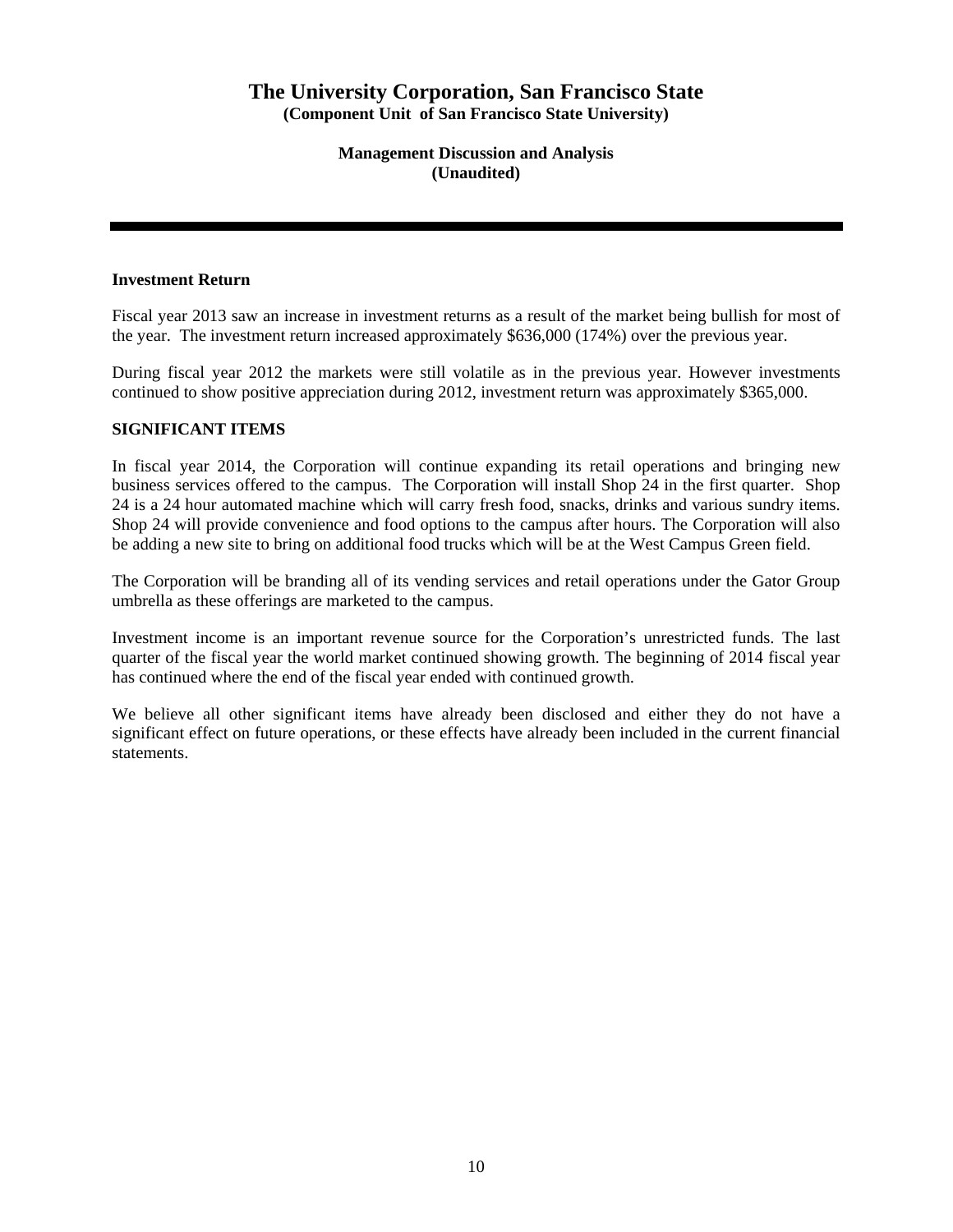# The University Corporation, San Francisco State

**(Component Unit of San Francisco State University)**

**Management Discussion and Analysis**
**(Unaudited)**

---

**Investment Return**

Fiscal year 2013 saw an increase in investment returns as a result of the market being bullish for most of the year. The investment return increased approximately $636,000 (174%) over the previous year.

During fiscal year 2012 the markets were still volatile as in the previous year. However investments continued to show positive appreciation during 2012, investment return was approximately $365,000.

**SIGNIFICANT ITEMS**

In fiscal year 2014, the Corporation will continue expanding its retail operations and bringing new business services offered to the campus. The Corporation will install Shop 24 in the first quarter. Shop 24 is a 24 hour automated machine which will carry fresh food, snacks, drinks and various sundry items. Shop 24 will provide convenience and food options to the campus after hours. The Corporation will also be adding a new site to bring on additional food trucks which will be at the West Campus Green field.

The Corporation will be branding all of its vending services and retail operations under the Gator Group umbrella as these offerings are marketed to the campus.

Investment income is an important revenue source for the Corporation's unrestricted funds. The last quarter of the fiscal year the world market continued showing growth. The beginning of 2014 fiscal year has continued where the end of the fiscal year ended with continued growth.

We believe all other significant items have already been disclosed and either they do not have a significant effect on future operations, or these effects have already been included in the current financial statements.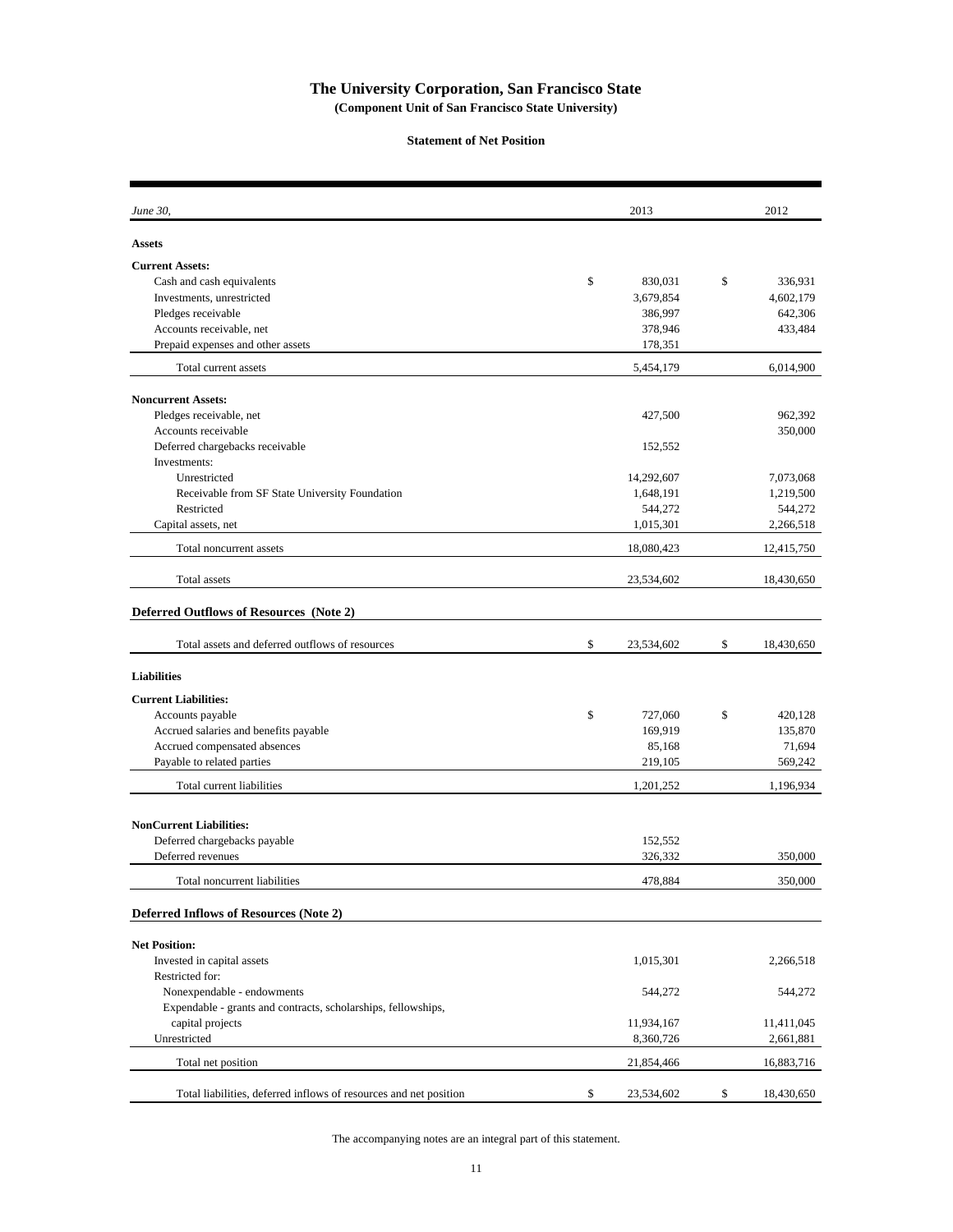# The University Corporation, San Francisco State

**(Component Unit of San Francisco State University)**

**Statement of Net Position**

| *June 30,* | 2013 | 2012 |
|---|---|---|
| **Assets** | | |
| **Current Assets:** | | |
| Cash and cash equivalents | $ 830,031 | $ 336,931 |
| Investments, unrestricted | 3,679,854 | 4,602,179 |
| Pledges receivable | 386,997 | 642,306 |
| Accounts receivable, net | 378,946 | 433,484 |
| Prepaid expenses and other assets | 178,351 | |
| Total current assets | 5,454,179 | 6,014,900 |
| **Noncurrent Assets:** | | |
| Pledges receivable, net | 427,500 | 962,392 |
| Accounts receivable | | 350,000 |
| Deferred chargebacks receivable | 152,552 | |
| Investments: | | |
| Unrestricted | 14,292,607 | 7,073,068 |
| Receivable from SF State University Foundation | 1,648,191 | 1,219,500 |
| Restricted | 544,272 | 544,272 |
| Capital assets, net | 1,015,301 | 2,266,518 |
| Total noncurrent assets | 18,080,423 | 12,415,750 |
| Total assets | 23,534,602 | 18,430,650 |
| **Deferred Outflows of Resources (Note 2)** | | |
| Total assets and deferred outflows of resources | $ 23,534,602 | $ 18,430,650 |
| **Liabilities** | | |
| **Current Liabilities:** | | |
| Accounts payable | $ 727,060 | $ 420,128 |
| Accrued salaries and benefits payable | 169,919 | 135,870 |
| Accrued compensated absences | 85,168 | 71,694 |
| Payable to related parties | 219,105 | 569,242 |
| Total current liabilities | 1,201,252 | 1,196,934 |
| **NonCurrent Liabilities:** | | |
| Deferred chargebacks payable | 152,552 | |
| Deferred revenues | 326,332 | 350,000 |
| Total noncurrent liabilities | 478,884 | 350,000 |
| **Deferred Inflows of Resources (Note 2)** | | |
| **Net Position:** | | |
| Invested in capital assets | 1,015,301 | 2,266,518 |
| Restricted for: | | |
| Nonexpendable - endowments | 544,272 | 544,272 |
| Expendable - grants and contracts, scholarships, fellowships, capital projects | 11,934,167 | 11,411,045 |
| Unrestricted | 8,360,726 | 2,661,881 |
| Total net position | 21,854,466 | 16,883,716 |
| Total liabilities, deferred inflows of resources and net position | $ 23,534,602 | $ 18,430,650 |

The accompanying notes are an integral part of this statement.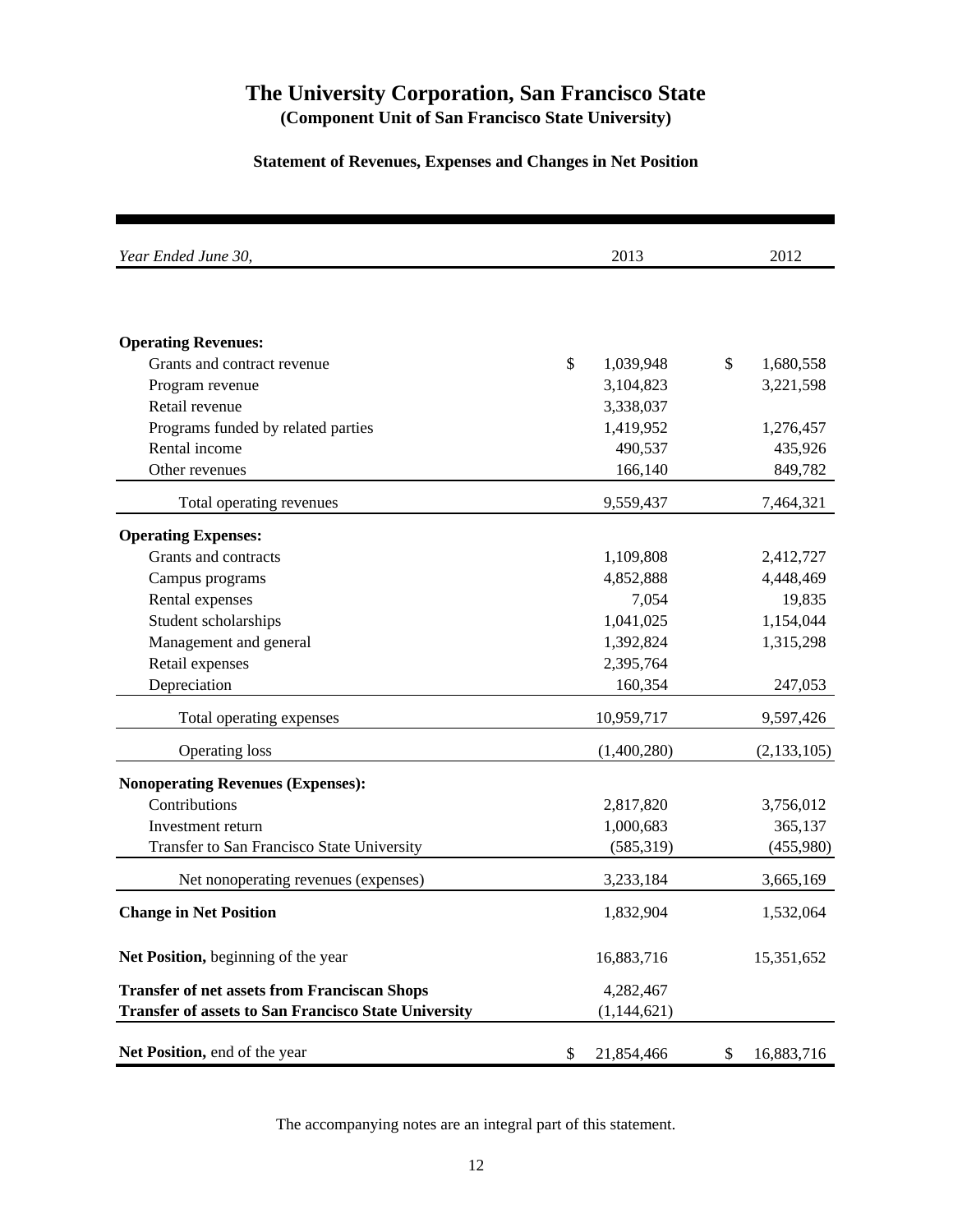# The University Corporation, San Francisco State

**(Component Unit of San Francisco State University)**

**Statement of Revenues, Expenses and Changes in Net Position**

| *Year Ended June 30,* | 2013 | 2012 |
|---|---|---|
| **Operating Revenues:** | | |
| Grants and contract revenue | $ 1,039,948 | $ 1,680,558 |
| Program revenue | 3,104,823 | 3,221,598 |
| Retail revenue | 3,338,037 | |
| Programs funded by related parties | 1,419,952 | 1,276,457 |
| Rental income | 490,537 | 435,926 |
| Other revenues | 166,140 | 849,782 |
| Total operating revenues | 9,559,437 | 7,464,321 |
| **Operating Expenses:** | | |
| Grants and contracts | 1,109,808 | 2,412,727 |
| Campus programs | 4,852,888 | 4,448,469 |
| Rental expenses | 7,054 | 19,835 |
| Student scholarships | 1,041,025 | 1,154,044 |
| Management and general | 1,392,824 | 1,315,298 |
| Retail expenses | 2,395,764 | |
| Depreciation | 160,354 | 247,053 |
| Total operating expenses | 10,959,717 | 9,597,426 |
| Operating loss | (1,400,280) | (2,133,105) |
| **Nonoperating Revenues (Expenses):** | | |
| Contributions | 2,817,820 | 3,756,012 |
| Investment return | 1,000,683 | 365,137 |
| Transfer to San Francisco State University | (585,319) | (455,980) |
| Net nonoperating revenues (expenses) | 3,233,184 | 3,665,169 |
| **Change in Net Position** | 1,832,904 | 1,532,064 |
| **Net Position,** beginning of the year | 16,883,716 | 15,351,652 |
| **Transfer of net assets from Franciscan Shops** | 4,282,467 | |
| **Transfer of assets to San Francisco State University** | (1,144,621) | |
| **Net Position,** end of the year | $ 21,854,466 | $ 16,883,716 |

The accompanying notes are an integral part of this statement.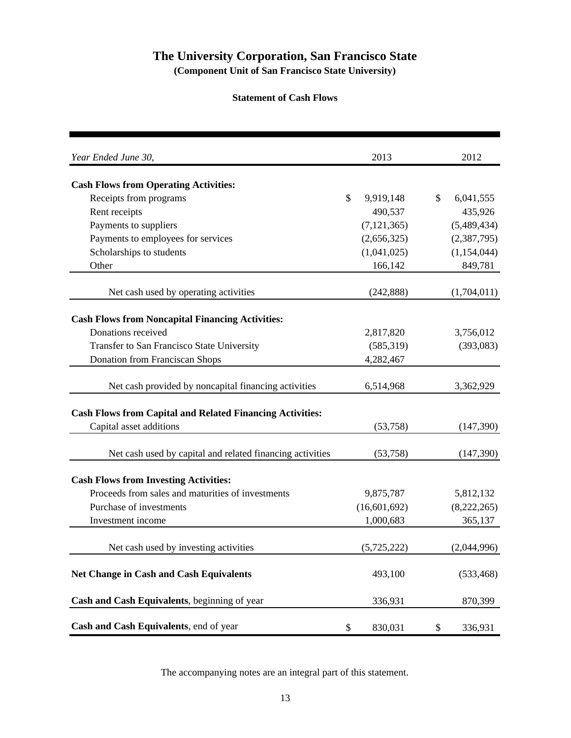# The University Corporation, San Francisco State

**(Component Unit of San Francisco State University)**

**Statement of Cash Flows**

| *Year Ended June 30,* | 2013 | 2012 |
|---|---|---|
| **Cash Flows from Operating Activities:** | | |
| Receipts from programs | $ 9,919,148 | $ 6,041,555 |
| Rent receipts | 490,537 | 435,926 |
| Payments to suppliers | (7,121,365) | (5,489,434) |
| Payments to employees for services | (2,656,325) | (2,387,795) |
| Scholarships to students | (1,041,025) | (1,154,044) |
| Other | 166,142 | 849,781 |
| Net cash used by operating activities | (242,888) | (1,704,011) |
| **Cash Flows from Noncapital Financing Activities:** | | |
| Donations received | 2,817,820 | 3,756,012 |
| Transfer to San Francisco State University | (585,319) | (393,083) |
| Donation from Franciscan Shops | 4,282,467 | |
| Net cash provided by noncapital financing activities | 6,514,968 | 3,362,929 |
| **Cash Flows from Capital and Related Financing Activities:** | | |
| Capital asset additions | (53,758) | (147,390) |
| Net cash used by capital and related financing activities | (53,758) | (147,390) |
| **Cash Flows from Investing Activities:** | | |
| Proceeds from sales and maturities of investments | 9,875,787 | 5,812,132 |
| Purchase of investments | (16,601,692) | (8,222,265) |
| Investment income | 1,000,683 | 365,137 |
| Net cash used by investing activities | (5,725,222) | (2,044,996) |
| **Net Change in Cash and Cash Equivalents** | 493,100 | (533,468) |
| **Cash and Cash Equivalents**, beginning of year | 336,931 | 870,399 |
| **Cash and Cash Equivalents**, end of year | $ 830,031 | $ 336,931 |

The accompanying notes are an integral part of this statement.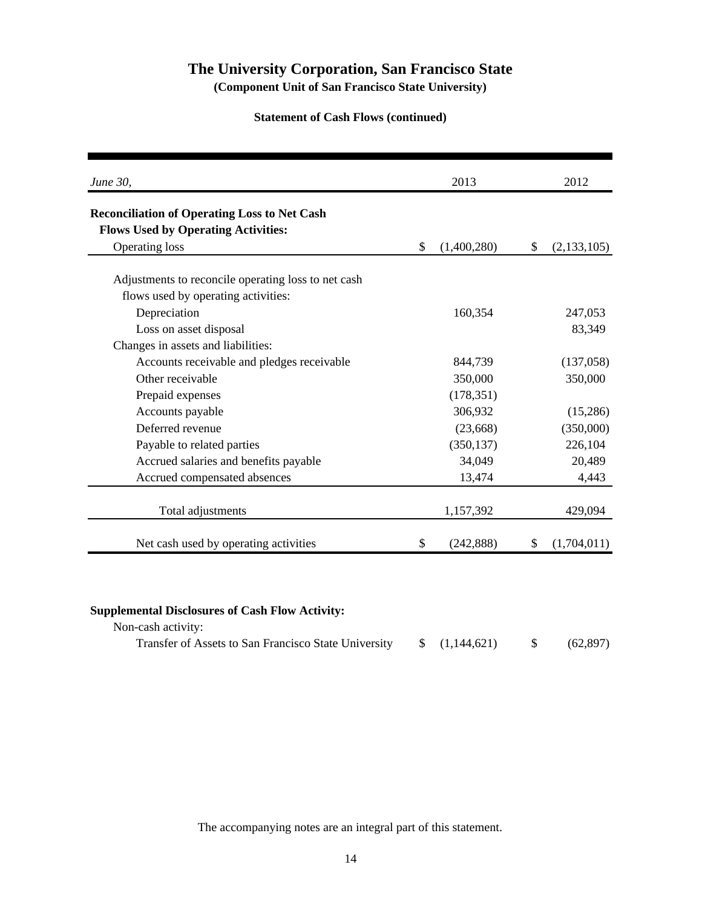# The University Corporation, San Francisco State

**(Component Unit of San Francisco State University)**

**Statement of Cash Flows (continued)**

| *June 30,* | 2013 | 2012 |
|---|---|---|
| **Reconciliation of Operating Loss to Net Cash Flows Used by Operating Activities:** | | |
| Operating loss | $ (1,400,280) | $ (2,133,105) |
| Adjustments to reconcile operating loss to net cash flows used by operating activities: | | |
| Depreciation | 160,354 | 247,053 |
| Loss on asset disposal | | 83,349 |
| Changes in assets and liabilities: | | |
| Accounts receivable and pledges receivable | 844,739 | (137,058) |
| Other receivable | 350,000 | 350,000 |
| Prepaid expenses | (178,351) | |
| Accounts payable | 306,932 | (15,286) |
| Deferred revenue | (23,668) | (350,000) |
| Payable to related parties | (350,137) | 226,104 |
| Accrued salaries and benefits payable | 34,049 | 20,489 |
| Accrued compensated absences | 13,474 | 4,443 |
| Total adjustments | 1,157,392 | 429,094 |
| Net cash used by operating activities | $ (242,888) | $ (1,704,011) |

**Supplemental Disclosures of Cash Flow Activity:**

| | 2013 | 2012 |
|---|---|---|
| Non-cash activity: | | |
| Transfer of Assets to San Francisco State University | $ (1,144,621) | $ (62,897) |

The accompanying notes are an integral part of this statement.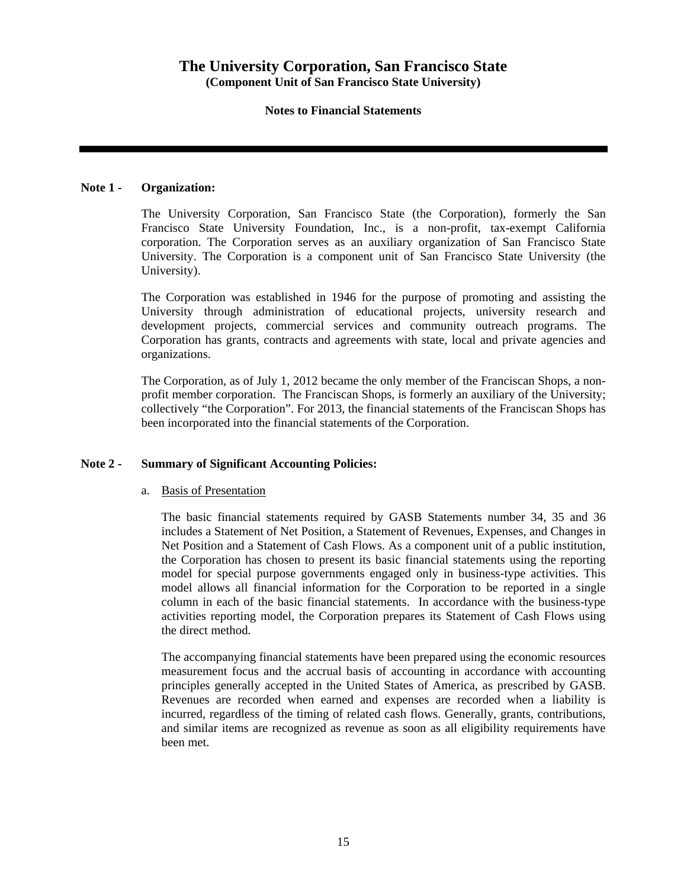# The University Corporation, San Francisco State

**(Component Unit of San Francisco State University)**

**Notes to Financial Statements**

---

**Note 1 - Organization:**

The University Corporation, San Francisco State (the Corporation), formerly the San Francisco State University Foundation, Inc., is a non-profit, tax-exempt California corporation. The Corporation serves as an auxiliary organization of San Francisco State University. The Corporation is a component unit of San Francisco State University (the University).

The Corporation was established in 1946 for the purpose of promoting and assisting the University through administration of educational projects, university research and development projects, commercial services and community outreach programs. The Corporation has grants, contracts and agreements with state, local and private agencies and organizations.

The Corporation, as of July 1, 2012 became the only member of the Franciscan Shops, a non-profit member corporation. The Franciscan Shops, is formerly an auxiliary of the University; collectively "the Corporation". For 2013, the financial statements of the Franciscan Shops has been incorporated into the financial statements of the Corporation.

**Note 2 - Summary of Significant Accounting Policies:**

a. Basis of Presentation

The basic financial statements required by GASB Statements number 34, 35 and 36 includes a Statement of Net Position, a Statement of Revenues, Expenses, and Changes in Net Position and a Statement of Cash Flows. As a component unit of a public institution, the Corporation has chosen to present its basic financial statements using the reporting model for special purpose governments engaged only in business-type activities. This model allows all financial information for the Corporation to be reported in a single column in each of the basic financial statements. In accordance with the business-type activities reporting model, the Corporation prepares its Statement of Cash Flows using the direct method.

The accompanying financial statements have been prepared using the economic resources measurement focus and the accrual basis of accounting in accordance with accounting principles generally accepted in the United States of America, as prescribed by GASB. Revenues are recorded when earned and expenses are recorded when a liability is incurred, regardless of the timing of related cash flows. Generally, grants, contributions, and similar items are recognized as revenue as soon as all eligibility requirements have been met.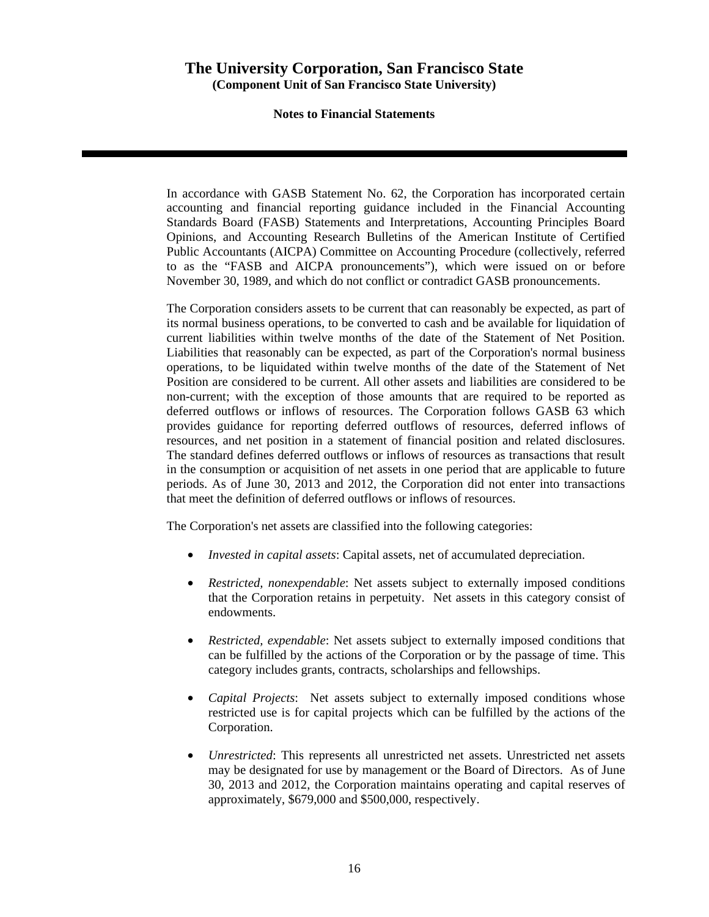In accordance with GASB Statement No. 62, the Corporation has incorporated certain accounting and financial reporting guidance included in the Financial Accounting Standards Board (FASB) Statements and Interpretations, Accounting Principles Board Opinions, and Accounting Research Bulletins of the American Institute of Certified Public Accountants (AICPA) Committee on Accounting Procedure (collectively, referred to as the "FASB and AICPA pronouncements"), which were issued on or before November 30, 1989, and which do not conflict or contradict GASB pronouncements.

The Corporation considers assets to be current that can reasonably be expected, as part of its normal business operations, to be converted to cash and be available for liquidation of current liabilities within twelve months of the date of the Statement of Net Position. Liabilities that reasonably can be expected, as part of the Corporation's normal business operations, to be liquidated within twelve months of the date of the Statement of Net Position are considered to be current. All other assets and liabilities are considered to be non-current; with the exception of those amounts that are required to be reported as deferred outflows or inflows of resources. The Corporation follows GASB 63 which provides guidance for reporting deferred outflows of resources, deferred inflows of resources, and net position in a statement of financial position and related disclosures. The standard defines deferred outflows or inflows of resources as transactions that result in the consumption or acquisition of net assets in one period that are applicable to future periods. As of June 30, 2013 and 2012, the Corporation did not enter into transactions that meet the definition of deferred outflows or inflows of resources.

The Corporation's net assets are classified into the following categories:

- *Invested in capital assets*: Capital assets, net of accumulated depreciation.
- *Restricted, nonexpendable*: Net assets subject to externally imposed conditions that the Corporation retains in perpetuity. Net assets in this category consist of endowments.
- *Restricted, expendable*: Net assets subject to externally imposed conditions that can be fulfilled by the actions of the Corporation or by the passage of time. This category includes grants, contracts, scholarships and fellowships.
- *Capital Projects*: Net assets subject to externally imposed conditions whose restricted use is for capital projects which can be fulfilled by the actions of the Corporation.
- *Unrestricted*: This represents all unrestricted net assets. Unrestricted net assets may be designated for use by management or the Board of Directors. As of June 30, 2013 and 2012, the Corporation maintains operating and capital reserves of approximately, $679,000 and $500,000, respectively.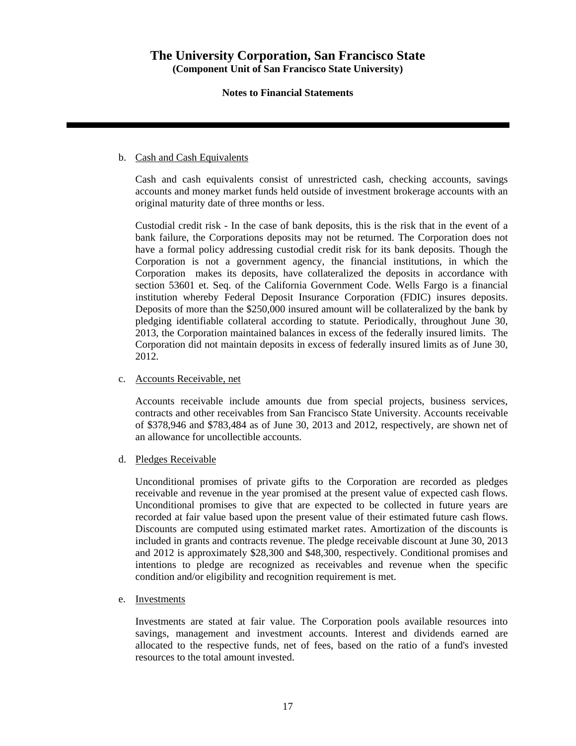b. Cash and Cash Equivalents

Cash and cash equivalents consist of unrestricted cash, checking accounts, savings accounts and money market funds held outside of investment brokerage accounts with an original maturity date of three months or less.

Custodial credit risk - In the case of bank deposits, this is the risk that in the event of a bank failure, the Corporations deposits may not be returned. The Corporation does not have a formal policy addressing custodial credit risk for its bank deposits. Though the Corporation is not a government agency, the financial institutions, in which the Corporation makes its deposits, have collateralized the deposits in accordance with section 53601 et. Seq. of the California Government Code. Wells Fargo is a financial institution whereby Federal Deposit Insurance Corporation (FDIC) insures deposits. Deposits of more than the $250,000 insured amount will be collateralized by the bank by pledging identifiable collateral according to statute. Periodically, throughout June 30, 2013, the Corporation maintained balances in excess of the federally insured limits. The Corporation did not maintain deposits in excess of federally insured limits as of June 30, 2012.

c. Accounts Receivable, net

Accounts receivable include amounts due from special projects, business services, contracts and other receivables from San Francisco State University. Accounts receivable of $378,946 and $783,484 as of June 30, 2013 and 2012, respectively, are shown net of an allowance for uncollectible accounts.

d. Pledges Receivable

Unconditional promises of private gifts to the Corporation are recorded as pledges receivable and revenue in the year promised at the present value of expected cash flows. Unconditional promises to give that are expected to be collected in future years are recorded at fair value based upon the present value of their estimated future cash flows. Discounts are computed using estimated market rates. Amortization of the discounts is included in grants and contracts revenue. The pledge receivable discount at June 30, 2013 and 2012 is approximately $28,300 and $48,300, respectively. Conditional promises and intentions to pledge are recognized as receivables and revenue when the specific condition and/or eligibility and recognition requirement is met.

e. Investments

Investments are stated at fair value. The Corporation pools available resources into savings, management and investment accounts. Interest and dividends earned are allocated to the respective funds, net of fees, based on the ratio of a fund's invested resources to the total amount invested.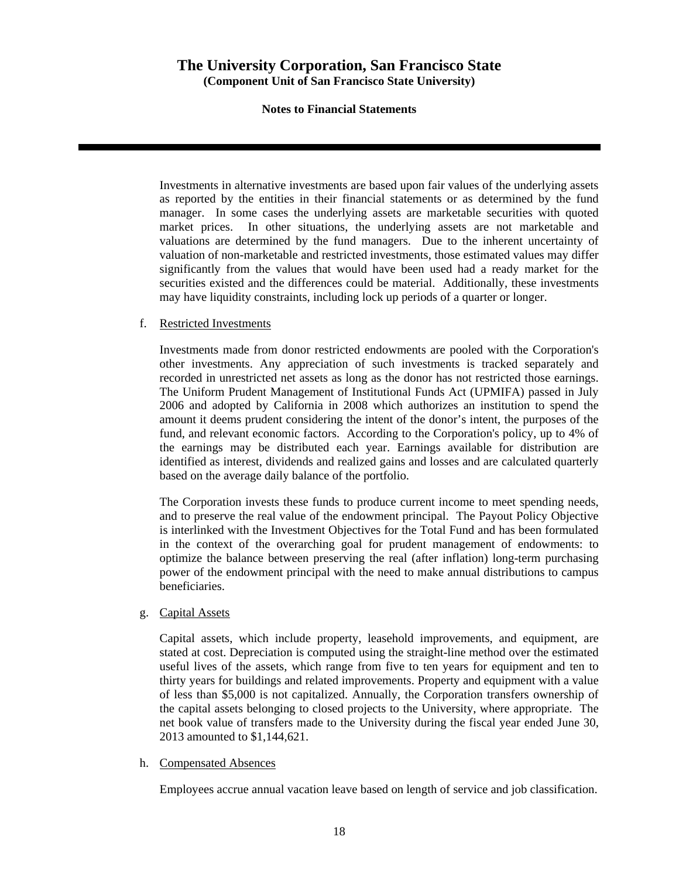Investments in alternative investments are based upon fair values of the underlying assets as reported by the entities in their financial statements or as determined by the fund manager. In some cases the underlying assets are marketable securities with quoted market prices. In other situations, the underlying assets are not marketable and valuations are determined by the fund managers. Due to the inherent uncertainty of valuation of non-marketable and restricted investments, those estimated values may differ significantly from the values that would have been used had a ready market for the securities existed and the differences could be material. Additionally, these investments may have liquidity constraints, including lock up periods of a quarter or longer.

f. Restricted Investments

Investments made from donor restricted endowments are pooled with the Corporation's other investments. Any appreciation of such investments is tracked separately and recorded in unrestricted net assets as long as the donor has not restricted those earnings. The Uniform Prudent Management of Institutional Funds Act (UPMIFA) passed in July 2006 and adopted by California in 2008 which authorizes an institution to spend the amount it deems prudent considering the intent of the donor's intent, the purposes of the fund, and relevant economic factors. According to the Corporation's policy, up to 4% of the earnings may be distributed each year. Earnings available for distribution are identified as interest, dividends and realized gains and losses and are calculated quarterly based on the average daily balance of the portfolio.

The Corporation invests these funds to produce current income to meet spending needs, and to preserve the real value of the endowment principal. The Payout Policy Objective is interlinked with the Investment Objectives for the Total Fund and has been formulated in the context of the overarching goal for prudent management of endowments: to optimize the balance between preserving the real (after inflation) long-term purchasing power of the endowment principal with the need to make annual distributions to campus beneficiaries.

g. Capital Assets

Capital assets, which include property, leasehold improvements, and equipment, are stated at cost. Depreciation is computed using the straight-line method over the estimated useful lives of the assets, which range from five to ten years for equipment and ten to thirty years for buildings and related improvements. Property and equipment with a value of less than $5,000 is not capitalized. Annually, the Corporation transfers ownership of the capital assets belonging to closed projects to the University, where appropriate. The net book value of transfers made to the University during the fiscal year ended June 30, 2013 amounted to $1,144,621.

h. Compensated Absences

Employees accrue annual vacation leave based on length of service and job classification.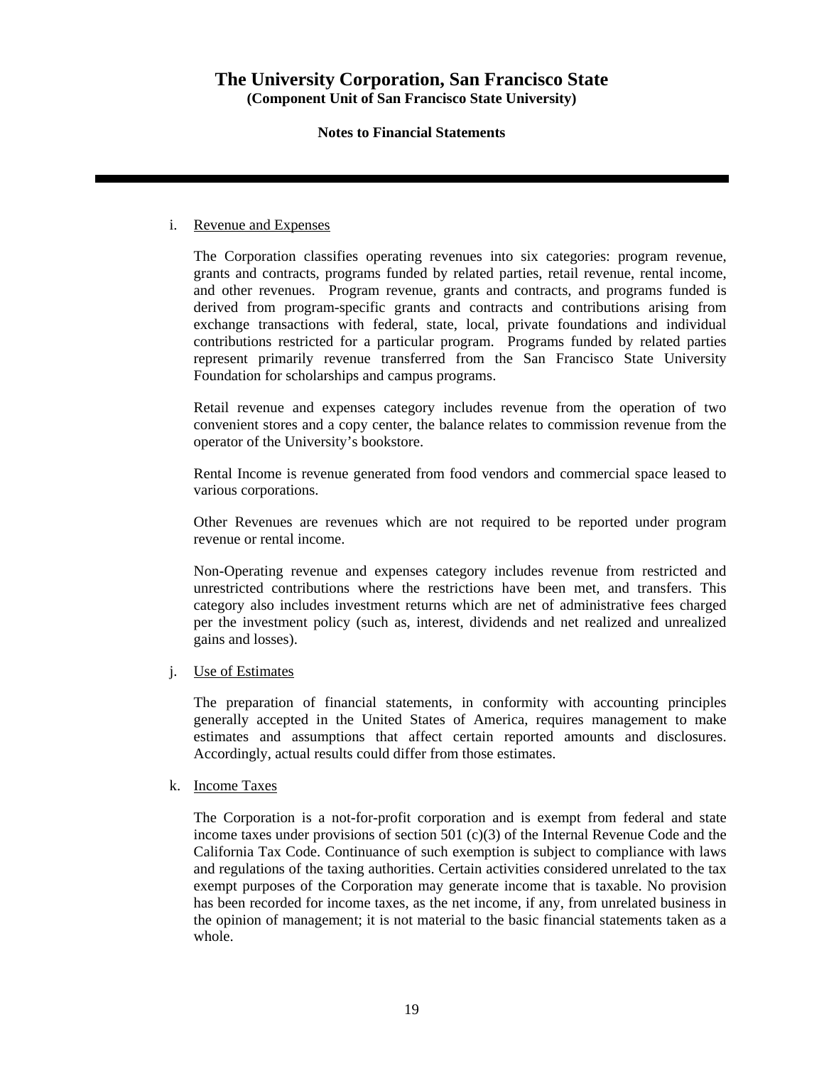i. Revenue and Expenses

The Corporation classifies operating revenues into six categories: program revenue, grants and contracts, programs funded by related parties, retail revenue, rental income, and other revenues. Program revenue, grants and contracts, and programs funded is derived from program-specific grants and contracts and contributions arising from exchange transactions with federal, state, local, private foundations and individual contributions restricted for a particular program. Programs funded by related parties represent primarily revenue transferred from the San Francisco State University Foundation for scholarships and campus programs.

Retail revenue and expenses category includes revenue from the operation of two convenient stores and a copy center, the balance relates to commission revenue from the operator of the University's bookstore.

Rental Income is revenue generated from food vendors and commercial space leased to various corporations.

Other Revenues are revenues which are not required to be reported under program revenue or rental income.

Non-Operating revenue and expenses category includes revenue from restricted and unrestricted contributions where the restrictions have been met, and transfers. This category also includes investment returns which are net of administrative fees charged per the investment policy (such as, interest, dividends and net realized and unrealized gains and losses).

j. Use of Estimates

The preparation of financial statements, in conformity with accounting principles generally accepted in the United States of America, requires management to make estimates and assumptions that affect certain reported amounts and disclosures. Accordingly, actual results could differ from those estimates.

k. Income Taxes

The Corporation is a not-for-profit corporation and is exempt from federal and state income taxes under provisions of section 501 (c)(3) of the Internal Revenue Code and the California Tax Code. Continuance of such exemption is subject to compliance with laws and regulations of the taxing authorities. Certain activities considered unrelated to the tax exempt purposes of the Corporation may generate income that is taxable. No provision has been recorded for income taxes, as the net income, if any, from unrelated business in the opinion of management; it is not material to the basic financial statements taken as a whole.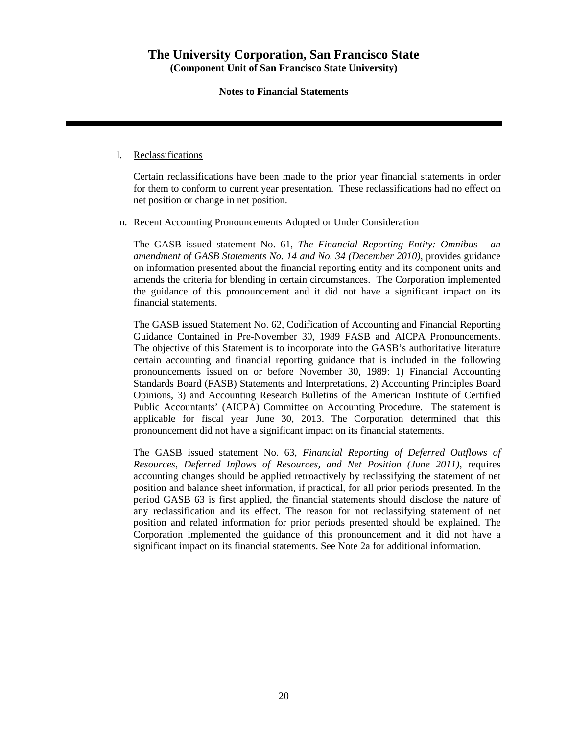# The University Corporation, San Francisco State

**(Component Unit of San Francisco State University)**

**Notes to Financial Statements**

l. <u>Reclassifications</u>

Certain reclassifications have been made to the prior year financial statements in order for them to conform to current year presentation. These reclassifications had no effect on net position or change in net position.

m. <u>Recent Accounting Pronouncements Adopted or Under Consideration</u>

The GASB issued statement No. 61, *The Financial Reporting Entity: Omnibus - an amendment of GASB Statements No. 14 and No. 34 (December 2010)*, provides guidance on information presented about the financial reporting entity and its component units and amends the criteria for blending in certain circumstances. The Corporation implemented the guidance of this pronouncement and it did not have a significant impact on its financial statements.

The GASB issued Statement No. 62, Codification of Accounting and Financial Reporting Guidance Contained in Pre-November 30, 1989 FASB and AICPA Pronouncements. The objective of this Statement is to incorporate into the GASB's authoritative literature certain accounting and financial reporting guidance that is included in the following pronouncements issued on or before November 30, 1989: 1) Financial Accounting Standards Board (FASB) Statements and Interpretations, 2) Accounting Principles Board Opinions, 3) and Accounting Research Bulletins of the American Institute of Certified Public Accountants' (AICPA) Committee on Accounting Procedure. The statement is applicable for fiscal year June 30, 2013. The Corporation determined that this pronouncement did not have a significant impact on its financial statements.

The GASB issued statement No. 63, *Financial Reporting of Deferred Outflows of Resources, Deferred Inflows of Resources, and Net Position (June 2011)*, requires accounting changes should be applied retroactively by reclassifying the statement of net position and balance sheet information, if practical, for all prior periods presented. In the period GASB 63 is first applied, the financial statements should disclose the nature of any reclassification and its effect. The reason for not reclassifying statement of net position and related information for prior periods presented should be explained. The Corporation implemented the guidance of this pronouncement and it did not have a significant impact on its financial statements. See Note 2a for additional information.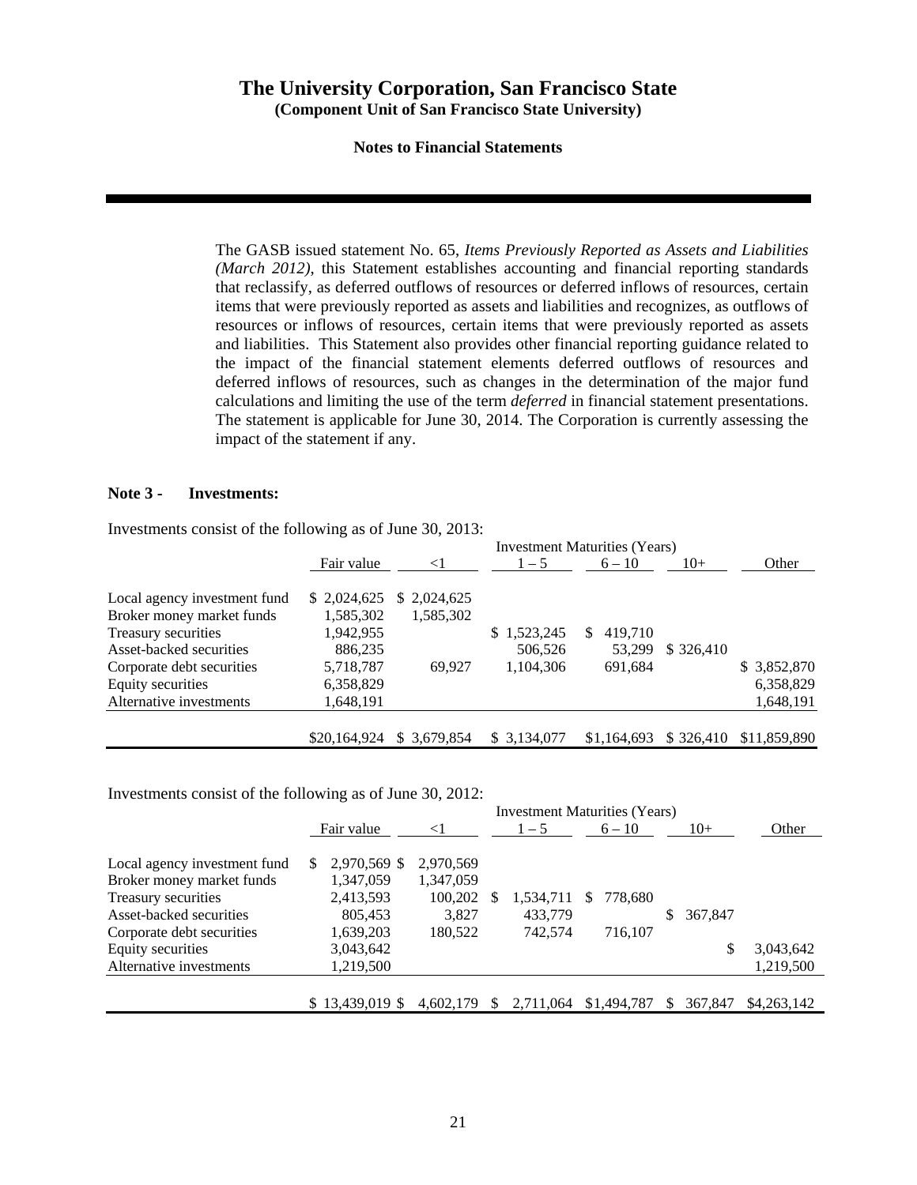The GASB issued statement No. 65, *Items Previously Reported as Assets and Liabilities (March 2012)*, this Statement establishes accounting and financial reporting standards that reclassify, as deferred outflows of resources or deferred inflows of resources, certain items that were previously reported as assets and liabilities and recognizes, as outflows of resources or inflows of resources, certain items that were previously reported as assets and liabilities. This Statement also provides other financial reporting guidance related to the impact of the financial statement elements deferred outflows of resources and deferred inflows of resources, such as changes in the determination of the major fund calculations and limiting the use of the term *deferred* in financial statement presentations. The statement is applicable for June 30, 2014. The Corporation is currently assessing the impact of the statement if any.

## Note 3 - Investments:

Investments consist of the following as of June 30, 2013:

| | | Investment Maturities (Years) | | | | |
|---|---|---|---|---|---|---|
| | Fair value | <1 | 1 – 5 | 6 – 10 | 10+ | Other |
| Local agency investment fund | $ 2,024,625 | $ 2,024,625 | | | | |
| Broker money market funds | 1,585,302 | 1,585,302 | | | | |
| Treasury securities | 1,942,955 | | $ 1,523,245 | $ 419,710 | | |
| Asset-backed securities | 886,235 | | 506,526 | 53,299 | $ 326,410 | |
| Corporate debt securities | 5,718,787 | 69,927 | 1,104,306 | 691,684 | | $ 3,852,870 |
| Equity securities | 6,358,829 | | | | | 6,358,829 |
| Alternative investments | 1,648,191 | | | | | 1,648,191 |
| | $20,164,924 | $ 3,679,854 | $ 3,134,077 | $1,164,693 | $ 326,410 | $11,859,890 |

Investments consist of the following as of June 30, 2012:

| | | Investment Maturities (Years) | | | | |
|---|---|---|---|---|---|---|
| | Fair value | <1 | 1 – 5 | 6 – 10 | 10+ | Other |
| Local agency investment fund | $ 2,970,569 | $ 2,970,569 | | | | |
| Broker money market funds | 1,347,059 | 1,347,059 | | | | |
| Treasury securities | 2,413,593 | 100,202 | $ 1,534,711 | $ 778,680 | | |
| Asset-backed securities | 805,453 | 3,827 | 433,779 | | $ 367,847 | |
| Corporate debt securities | 1,639,203 | 180,522 | 742,574 | 716,107 | | |
| Equity securities | 3,043,642 | | | | | $ 3,043,642 |
| Alternative investments | 1,219,500 | | | | | 1,219,500 |
| | $ 13,439,019 | $ 4,602,179 | $ 2,711,064 | $1,494,787 | $ 367,847 | $4,263,142 |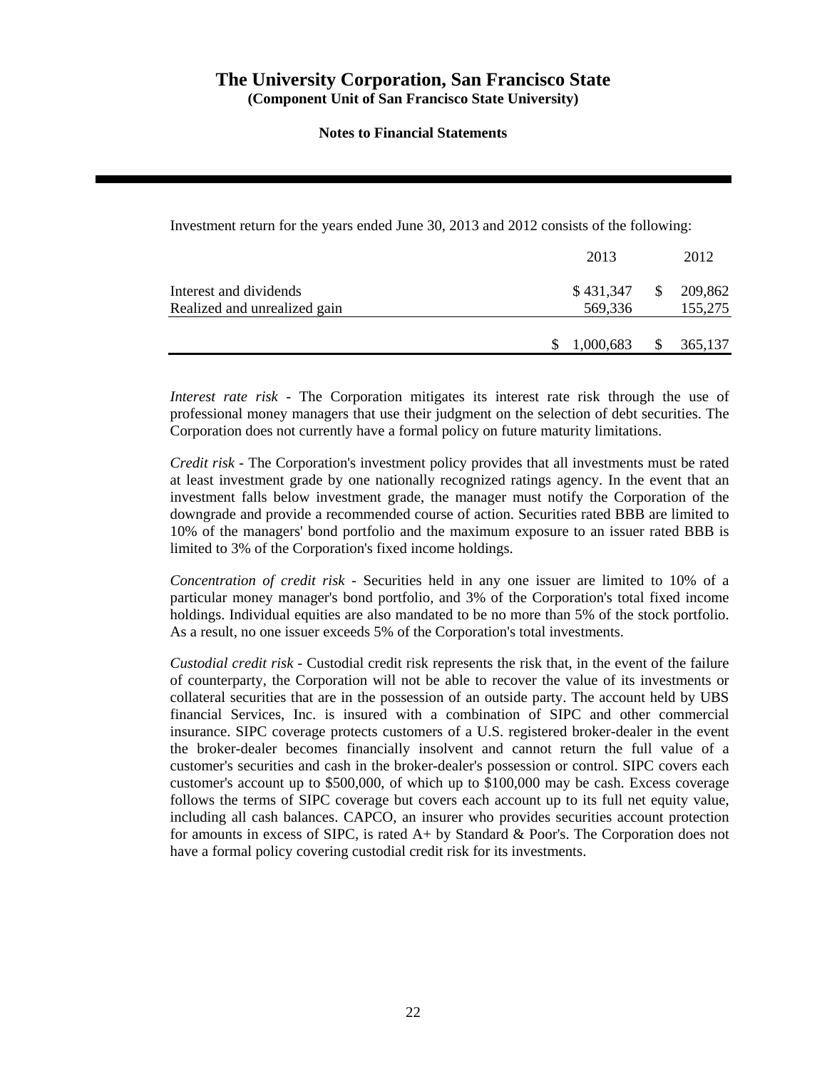Investment return for the years ended June 30, 2013 and 2012 consists of the following:

| | 2013 | 2012 |
|---|---|---|
| Interest and dividends | $ 431,347 | $ 209,862 |
| Realized and unrealized gain | 569,336 | 155,275 |
| | $ 1,000,683 | $ 365,137 |

*Interest rate risk* - The Corporation mitigates its interest rate risk through the use of professional money managers that use their judgment on the selection of debt securities. The Corporation does not currently have a formal policy on future maturity limitations.

*Credit risk* - The Corporation's investment policy provides that all investments must be rated at least investment grade by one nationally recognized ratings agency. In the event that an investment falls below investment grade, the manager must notify the Corporation of the downgrade and provide a recommended course of action. Securities rated BBB are limited to 10% of the managers' bond portfolio and the maximum exposure to an issuer rated BBB is limited to 3% of the Corporation's fixed income holdings.

*Concentration of credit risk* - Securities held in any one issuer are limited to 10% of a particular money manager's bond portfolio, and 3% of the Corporation's total fixed income holdings. Individual equities are also mandated to be no more than 5% of the stock portfolio. As a result, no one issuer exceeds 5% of the Corporation's total investments.

*Custodial credit risk* - Custodial credit risk represents the risk that, in the event of the failure of counterparty, the Corporation will not be able to recover the value of its investments or collateral securities that are in the possession of an outside party. The account held by UBS financial Services, Inc. is insured with a combination of SIPC and other commercial insurance. SIPC coverage protects customers of a U.S. registered broker-dealer in the event the broker-dealer becomes financially insolvent and cannot return the full value of a customer's securities and cash in the broker-dealer's possession or control. SIPC covers each customer's account up to $500,000, of which up to $100,000 may be cash. Excess coverage follows the terms of SIPC coverage but covers each account up to its full net equity value, including all cash balances. CAPCO, an insurer who provides securities account protection for amounts in excess of SIPC, is rated A+ by Standard & Poor's. The Corporation does not have a formal policy covering custodial credit risk for its investments.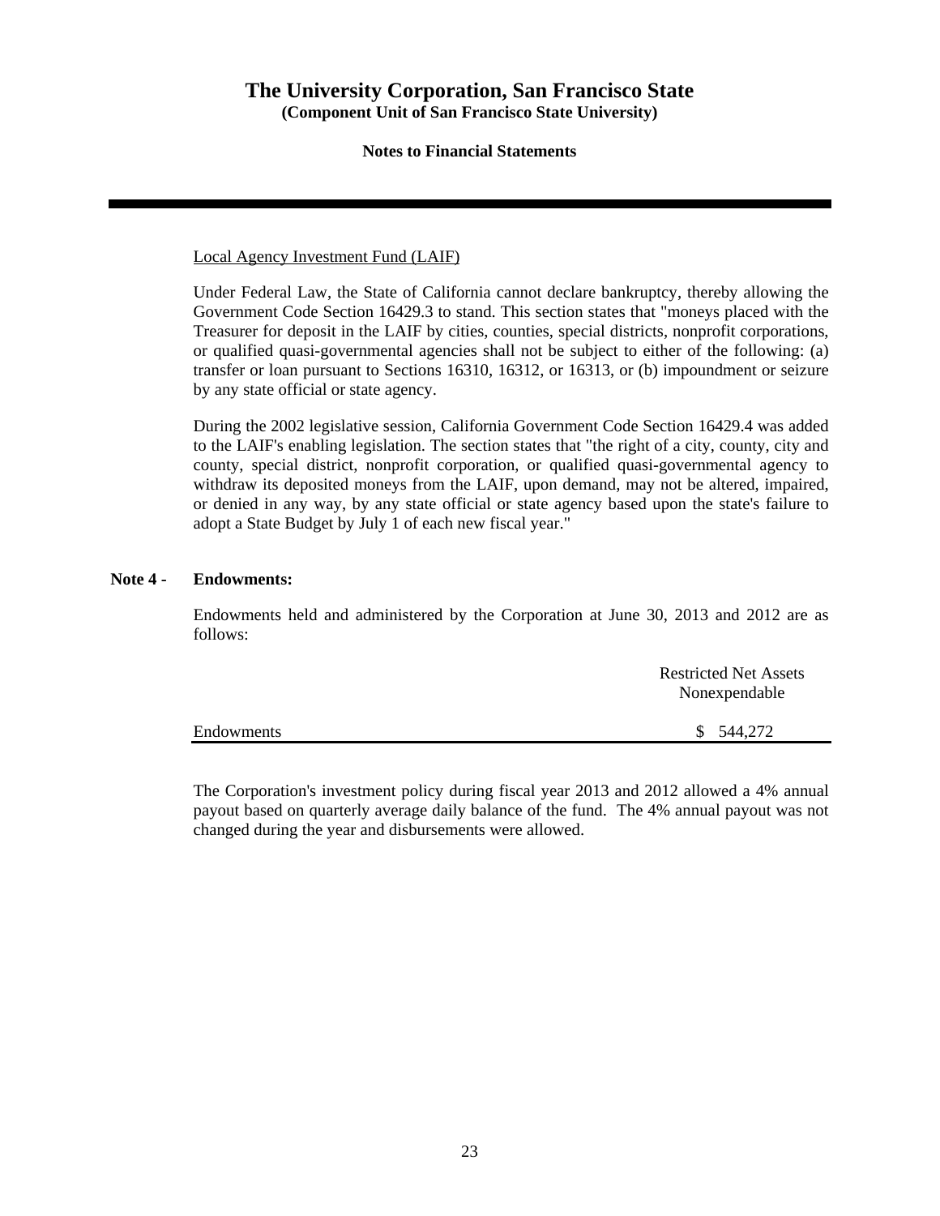Local Agency Investment Fund (LAIF)

Under Federal Law, the State of California cannot declare bankruptcy, thereby allowing the Government Code Section 16429.3 to stand. This section states that "moneys placed with the Treasurer for deposit in the LAIF by cities, counties, special districts, nonprofit corporations, or qualified quasi-governmental agencies shall not be subject to either of the following: (a) transfer or loan pursuant to Sections 16310, 16312, or 16313, or (b) impoundment or seizure by any state official or state agency.

During the 2002 legislative session, California Government Code Section 16429.4 was added to the LAIF's enabling legislation. The section states that "the right of a city, county, city and county, special district, nonprofit corporation, or qualified quasi-governmental agency to withdraw its deposited moneys from the LAIF, upon demand, may not be altered, impaired, or denied in any way, by any state official or state agency based upon the state's failure to adopt a State Budget by July 1 of each new fiscal year."

**Note 4 - Endowments:**

Endowments held and administered by the Corporation at June 30, 2013 and 2012 are as follows:

| | Restricted Net Assets Nonexpendable |
|---|---|
| Endowments | $ 544,272 |

The Corporation's investment policy during fiscal year 2013 and 2012 allowed a 4% annual payout based on quarterly average daily balance of the fund. The 4% annual payout was not changed during the year and disbursements were allowed.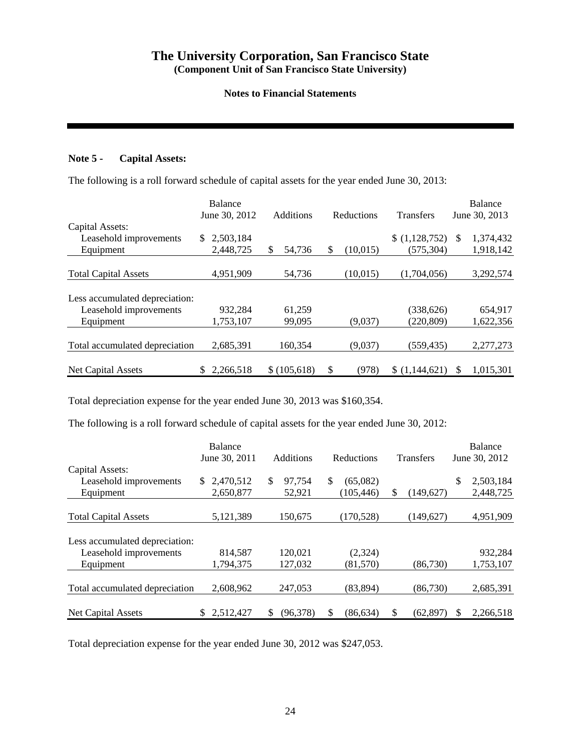## Note 5 - Capital Assets:

The following is a roll forward schedule of capital assets for the year ended June 30, 2013:

| | Balance June 30, 2012 | Additions | Reductions | Transfers | Balance June 30, 2013 |
|---|---|---|---|---|---|
| Capital Assets: | | | | | |
| Leasehold improvements | $ 2,503,184 | | | $ (1,128,752) | $ 1,374,432 |
| Equipment | 2,448,725 | $ 54,736 | $ (10,015) | (575,304) | 1,918,142 |
| Total Capital Assets | 4,951,909 | 54,736 | (10,015) | (1,704,056) | 3,292,574 |
| Less accumulated depreciation: | | | | | |
| Leasehold improvements | 932,284 | 61,259 | | (338,626) | 654,917 |
| Equipment | 1,753,107 | 99,095 | (9,037) | (220,809) | 1,622,356 |
| Total accumulated depreciation | 2,685,391 | 160,354 | (9,037) | (559,435) | 2,277,273 |
| Net Capital Assets | $ 2,266,518 | $ (105,618) | $ (978) | $ (1,144,621) | $ 1,015,301 |

Total depreciation expense for the year ended June 30, 2013 was $160,354.

The following is a roll forward schedule of capital assets for the year ended June 30, 2012:

| | Balance June 30, 2011 | Additions | Reductions | Transfers | Balance June 30, 2012 |
|---|---|---|---|---|---|
| Capital Assets: | | | | | |
| Leasehold improvements | $ 2,470,512 | $ 97,754 | $ (65,082) | | $ 2,503,184 |
| Equipment | 2,650,877 | 52,921 | (105,446) | $ (149,627) | 2,448,725 |
| Total Capital Assets | 5,121,389 | 150,675 | (170,528) | (149,627) | 4,951,909 |
| Less accumulated depreciation: | | | | | |
| Leasehold improvements | 814,587 | 120,021 | (2,324) | | 932,284 |
| Equipment | 1,794,375 | 127,032 | (81,570) | (86,730) | 1,753,107 |
| Total accumulated depreciation | 2,608,962 | 247,053 | (83,894) | (86,730) | 2,685,391 |
| Net Capital Assets | $ 2,512,427 | $ (96,378) | $ (86,634) | $ (62,897) | $ 2,266,518 |

Total depreciation expense for the year ended June 30, 2012 was $247,053.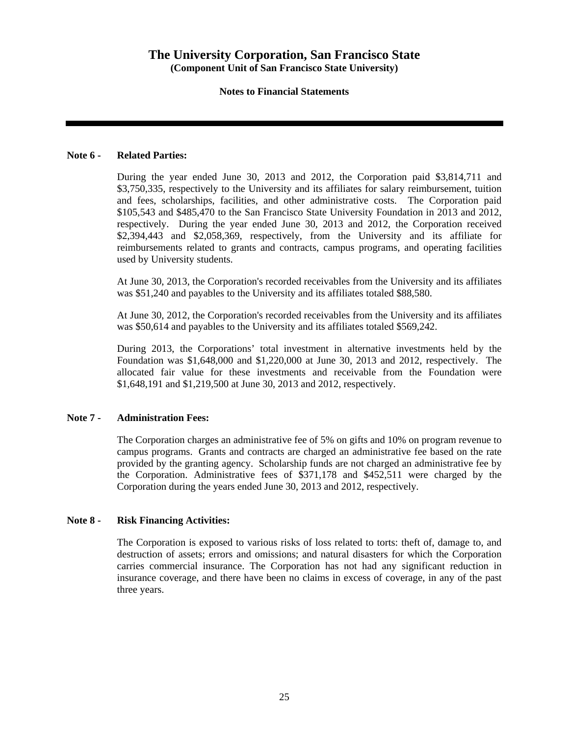# The University Corporation, San Francisco State

**(Component Unit of San Francisco State University)**

**Notes to Financial Statements**

---

## Note 6 - Related Parties:

During the year ended June 30, 2013 and 2012, the Corporation paid $3,814,711 and $3,750,335, respectively to the University and its affiliates for salary reimbursement, tuition and fees, scholarships, facilities, and other administrative costs. The Corporation paid $105,543 and $485,470 to the San Francisco State University Foundation in 2013 and 2012, respectively. During the year ended June 30, 2013 and 2012, the Corporation received $2,394,443 and $2,058,369, respectively, from the University and its affiliate for reimbursements related to grants and contracts, campus programs, and operating facilities used by University students.

At June 30, 2013, the Corporation's recorded receivables from the University and its affiliates was $51,240 and payables to the University and its affiliates totaled $88,580.

At June 30, 2012, the Corporation's recorded receivables from the University and its affiliates was $50,614 and payables to the University and its affiliates totaled $569,242.

During 2013, the Corporations' total investment in alternative investments held by the Foundation was $1,648,000 and $1,220,000 at June 30, 2013 and 2012, respectively. The allocated fair value for these investments and receivable from the Foundation were $1,648,191 and $1,219,500 at June 30, 2013 and 2012, respectively.

## Note 7 - Administration Fees:

The Corporation charges an administrative fee of 5% on gifts and 10% on program revenue to campus programs. Grants and contracts are charged an administrative fee based on the rate provided by the granting agency. Scholarship funds are not charged an administrative fee by the Corporation. Administrative fees of $371,178 and $452,511 were charged by the Corporation during the years ended June 30, 2013 and 2012, respectively.

## Note 8 - Risk Financing Activities:

The Corporation is exposed to various risks of loss related to torts: theft of, damage to, and destruction of assets; errors and omissions; and natural disasters for which the Corporation carries commercial insurance. The Corporation has not had any significant reduction in insurance coverage, and there have been no claims in excess of coverage, in any of the past three years.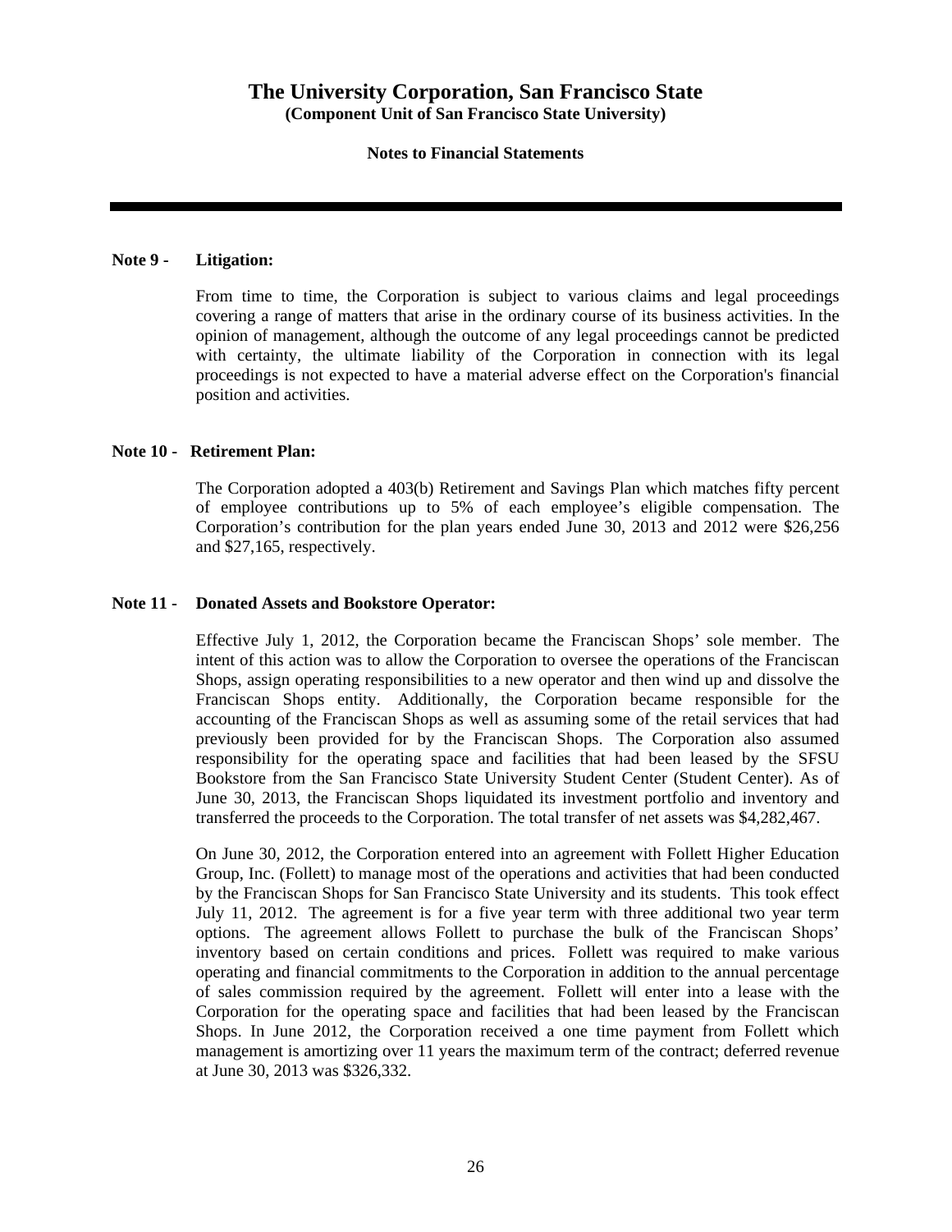**Note 9 - Litigation:**

From time to time, the Corporation is subject to various claims and legal proceedings covering a range of matters that arise in the ordinary course of its business activities. In the opinion of management, although the outcome of any legal proceedings cannot be predicted with certainty, the ultimate liability of the Corporation in connection with its legal proceedings is not expected to have a material adverse effect on the Corporation's financial position and activities.

**Note 10 - Retirement Plan:**

The Corporation adopted a 403(b) Retirement and Savings Plan which matches fifty percent of employee contributions up to 5% of each employee's eligible compensation. The Corporation's contribution for the plan years ended June 30, 2013 and 2012 were $26,256 and $27,165, respectively.

**Note 11 - Donated Assets and Bookstore Operator:**

Effective July 1, 2012, the Corporation became the Franciscan Shops' sole member. The intent of this action was to allow the Corporation to oversee the operations of the Franciscan Shops, assign operating responsibilities to a new operator and then wind up and dissolve the Franciscan Shops entity. Additionally, the Corporation became responsible for the accounting of the Franciscan Shops as well as assuming some of the retail services that had previously been provided for by the Franciscan Shops. The Corporation also assumed responsibility for the operating space and facilities that had been leased by the SFSU Bookstore from the San Francisco State University Student Center (Student Center). As of June 30, 2013, the Franciscan Shops liquidated its investment portfolio and inventory and transferred the proceeds to the Corporation. The total transfer of net assets was $4,282,467.

On June 30, 2012, the Corporation entered into an agreement with Follett Higher Education Group, Inc. (Follett) to manage most of the operations and activities that had been conducted by the Franciscan Shops for San Francisco State University and its students. This took effect July 11, 2012. The agreement is for a five year term with three additional two year term options. The agreement allows Follett to purchase the bulk of the Franciscan Shops' inventory based on certain conditions and prices. Follett was required to make various operating and financial commitments to the Corporation in addition to the annual percentage of sales commission required by the agreement. Follett will enter into a lease with the Corporation for the operating space and facilities that had been leased by the Franciscan Shops. In June 2012, the Corporation received a one time payment from Follett which management is amortizing over 11 years the maximum term of the contract; deferred revenue at June 30, 2013 was $326,332.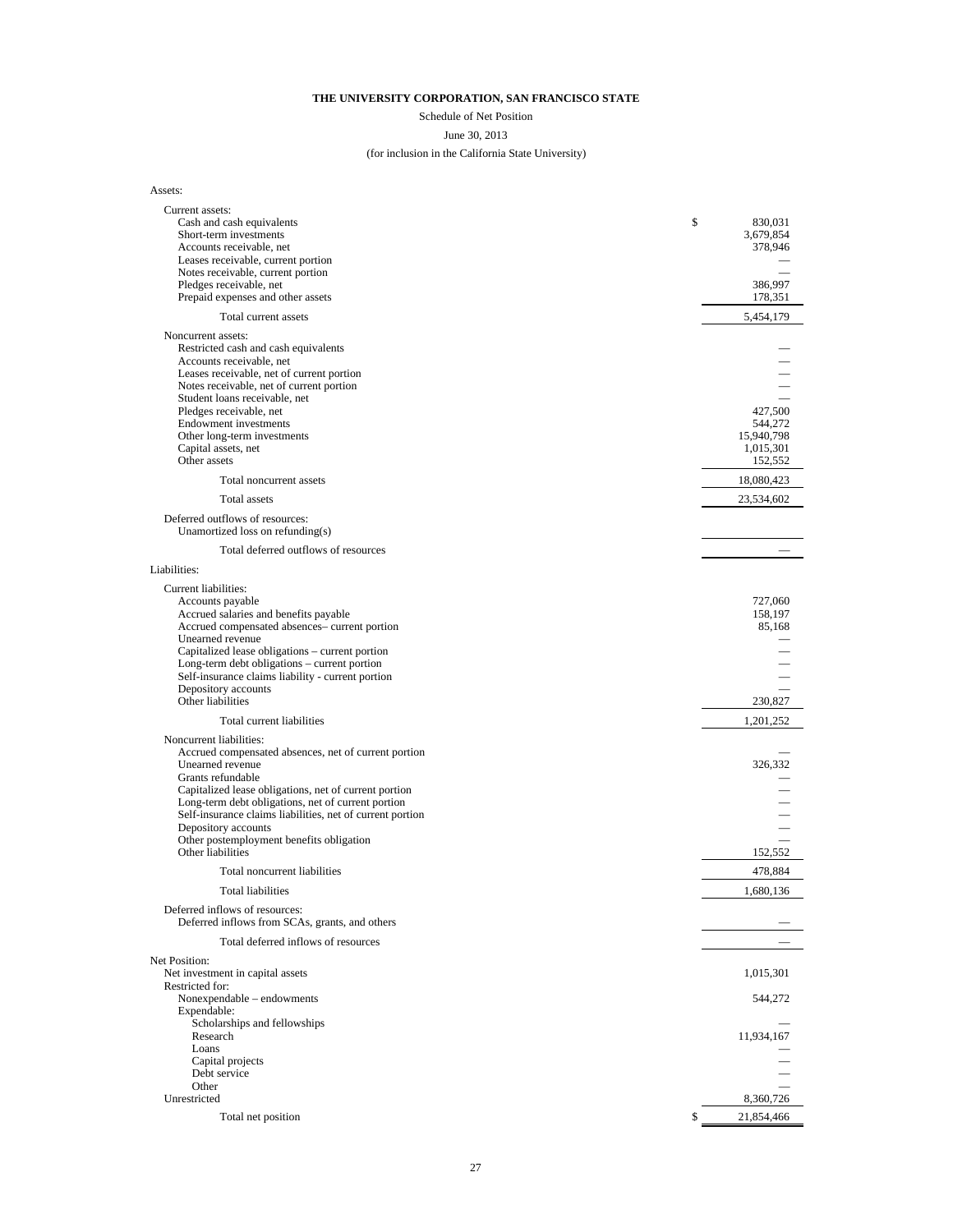**THE UNIVERSITY CORPORATION, SAN FRANCISCO STATE**

Schedule of Net Position

June 30, 2013

(for inclusion in the California State University)

| | |
|---|---|
| Assets: | |
| Current assets: | |
| Cash and cash equivalents | $ 830,031 |
| Short-term investments | 3,679,854 |
| Accounts receivable, net | 378,946 |
| Leases receivable, current portion | — |
| Notes receivable, current portion | — |
| Pledges receivable, net | 386,997 |
| Prepaid expenses and other assets | 178,351 |
| Total current assets | 5,454,179 |
| Noncurrent assets: | |
| Restricted cash and cash equivalents | — |
| Accounts receivable, net | — |
| Leases receivable, net of current portion | — |
| Notes receivable, net of current portion | — |
| Student loans receivable, net | — |
| Pledges receivable, net | 427,500 |
| Endowment investments | 544,272 |
| Other long-term investments | 15,940,798 |
| Capital assets, net | 1,015,301 |
| Other assets | 152,552 |
| Total noncurrent assets | 18,080,423 |
| Total assets | 23,534,602 |
| Deferred outflows of resources: | |
| Unamortized loss on refunding(s) | |
| Total deferred outflows of resources | — |
| Liabilities: | |
| Current liabilities: | |
| Accounts payable | 727,060 |
| Accrued salaries and benefits payable | 158,197 |
| Accrued compensated absences– current portion | 85,168 |
| Unearned revenue | — |
| Capitalized lease obligations – current portion | — |
| Long-term debt obligations – current portion | — |
| Self-insurance claims liability - current portion | — |
| Depository accounts | — |
| Other liabilities | 230,827 |
| Total current liabilities | 1,201,252 |
| Noncurrent liabilities: | |
| Accrued compensated absences, net of current portion | — |
| Unearned revenue | 326,332 |
| Grants refundable | — |
| Capitalized lease obligations, net of current portion | — |
| Long-term debt obligations, net of current portion | — |
| Self-insurance claims liabilities, net of current portion | — |
| Depository accounts | — |
| Other postemployment benefits obligation | — |
| Other liabilities | 152,552 |
| Total noncurrent liabilities | 478,884 |
| Total liabilities | 1,680,136 |
| Deferred inflows of resources: | |
| Deferred inflows from SCAs, grants, and others | — |
| Total deferred inflows of resources | — |
| Net Position: | |
| Net investment in capital assets | 1,015,301 |
| Restricted for: | |
| Nonexpendable – endowments | 544,272 |
| Expendable: | |
| Scholarships and fellowships | — |
| Research | 11,934,167 |
| Loans | — |
| Capital projects | — |
| Debt service | — |
| Other | — |
| Unrestricted | 8,360,726 |
| Total net position | $ 21,854,466 |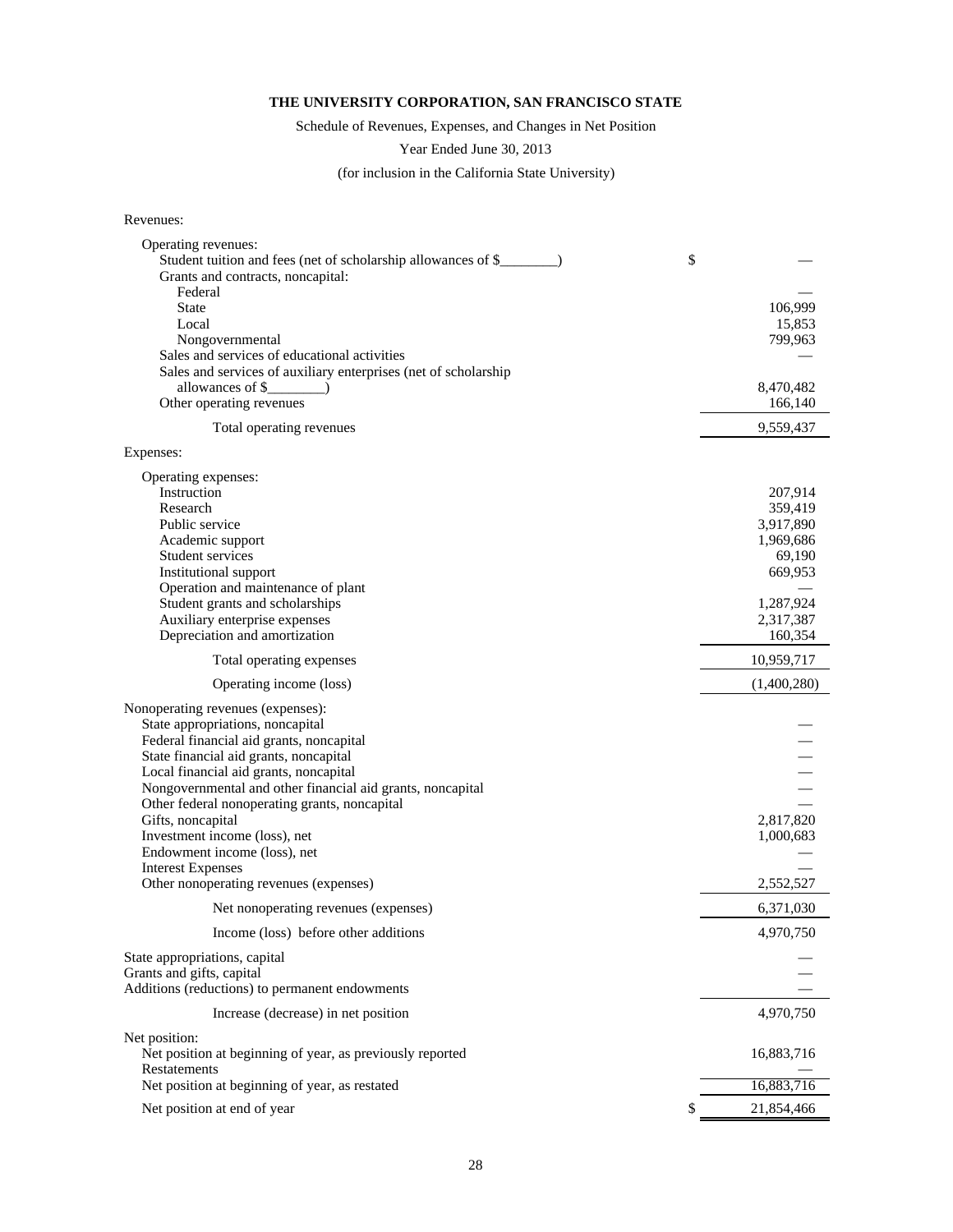**THE UNIVERSITY CORPORATION, SAN FRANCISCO STATE**

Schedule of Revenues, Expenses, and Changes in Net Position

Year Ended June 30, 2013

(for inclusion in the California State University)

| | |
|---|---|
| Revenues: | |
| Operating revenues: | |
| Student tuition and fees (net of scholarship allowances of $________) | $ — |
| Grants and contracts, noncapital: | |
| Federal | — |
| State | 106,999 |
| Local | 15,853 |
| Nongovernmental | 799,963 |
| Sales and services of educational activities | — |
| Sales and services of auxiliary enterprises (net of scholarship allowances of $________) | 8,470,482 |
| Other operating revenues | 166,140 |
| Total operating revenues | 9,559,437 |
| Expenses: | |
| Operating expenses: | |
| Instruction | 207,914 |
| Research | 359,419 |
| Public service | 3,917,890 |
| Academic support | 1,969,686 |
| Student services | 69,190 |
| Institutional support | 669,953 |
| Operation and maintenance of plant | — |
| Student grants and scholarships | 1,287,924 |
| Auxiliary enterprise expenses | 2,317,387 |
| Depreciation and amortization | 160,354 |
| Total operating expenses | 10,959,717 |
| Operating income (loss) | (1,400,280) |
| Nonoperating revenues (expenses): | |
| State appropriations, noncapital | — |
| Federal financial aid grants, noncapital | — |
| State financial aid grants, noncapital | — |
| Local financial aid grants, noncapital | — |
| Nongovernmental and other financial aid grants, noncapital | — |
| Other federal nonoperating grants, noncapital | — |
| Gifts, noncapital | 2,817,820 |
| Investment income (loss), net | 1,000,683 |
| Endowment income (loss), net | — |
| Interest Expenses | — |
| Other nonoperating revenues (expenses) | 2,552,527 |
| Net nonoperating revenues (expenses) | 6,371,030 |
| Income (loss) before other additions | 4,970,750 |
| State appropriations, capital | — |
| Grants and gifts, capital | — |
| Additions (reductions) to permanent endowments | — |
| Increase (decrease) in net position | 4,970,750 |
| Net position: | |
| Net position at beginning of year, as previously reported | 16,883,716 |
| Restatements | — |
| Net position at beginning of year, as restated | 16,883,716 |
| Net position at end of year | $ 21,854,466 |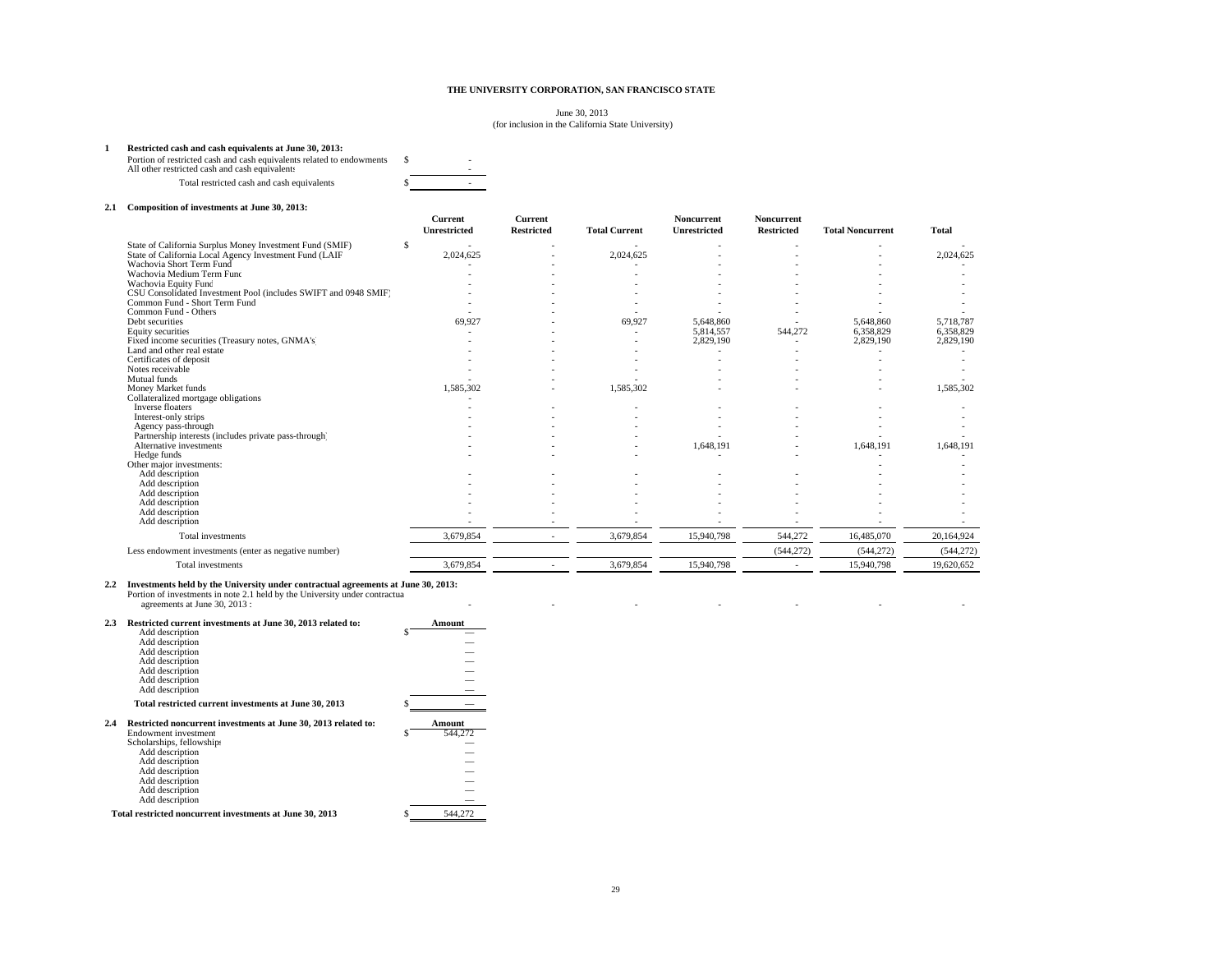**THE UNIVERSITY CORPORATION, SAN FRANCISCO STATE**

June 30, 2013
(for inclusion in the California State University)

**1 Restricted cash and cash equivalents at June 30, 2013:**

| | |
|---|---|
| Portion of restricted cash and cash equivalents related to endowments | $ - |
| All other restricted cash and cash equivalents | - |
| Total restricted cash and cash equivalents | $ - |

**2.1 Composition of investments at June 30, 2013:**

| | Current Unrestricted | Current Restricted | Total Current | Noncurrent Unrestricted | Noncurrent Restricted | Total Noncurrent | Total |
|---|---|---|---|---|---|---|---|
| State of California Surplus Money Investment Fund (SMIF) | $ - | - | - | - | - | - | - |
| State of California Local Agency Investment Fund (LAIF | 2,024,625 | - | 2,024,625 | - | - | - | 2,024,625 |
| Wachovia Short Term Fund | - | - | - | - | - | - | - |
| Wachovia Medium Term Fund | - | - | - | - | - | - | - |
| Wachovia Equity Fund | - | - | - | - | - | - | - |
| CSU Consolidated Investment Pool (includes SWIFT and 0948 SMIF) | - | - | - | - | - | - | - |
| Common Fund - Short Term Fund | - | - | - | - | - | - | - |
| Common Fund - Others | - | - | - | - | - | - | - |
| Debt securities | 69,927 | - | 69,927 | 5,648,860 | - | 5,648,860 | 5,718,787 |
| Equity securities | - | - | - | 5,814,557 | 544,272 | 6,358,829 | 6,358,829 |
| Fixed income securities (Treasury notes, GNMA's) | - | - | - | 2,829,190 | - | 2,829,190 | 2,829,190 |
| Land and other real estate | - | - | - | - | - | - | - |
| Certificates of deposit | - | - | - | - | - | - | - |
| Notes receivable | - | - | - | - | - | - | - |
| Mutual funds | - | - | - | - | - | - | - |
| Money Market funds | 1,585,302 | - | 1,585,302 | - | - | - | 1,585,302 |
| Collateralized mortgage obligations | - | | | | | | |
| Inverse floaters | - | - | - | - | - | - | - |
| Interest-only strips | - | - | - | - | - | - | - |
| Agency pass-through | - | - | - | - | - | - | - |
| Partnership interests (includes private pass-through) | - | - | - | - | - | - | - |
| Alternative investments | - | - | - | 1,648,191 | - | 1,648,191 | 1,648,191 |
| Hedge funds | - | - | - | - | - | - | - |
| Other major investments: | | | | | | - | - |
| Add description | - | - | - | - | - | - | - |
| Add description | - | - | - | - | - | - | - |
| Add description | - | - | - | - | - | - | - |
| Add description | - | - | - | - | - | - | - |
| Add description | - | - | - | - | - | - | - |
| Add description | - | - | - | - | - | - | - |
| Total investments | 3,679,854 | - | 3,679,854 | 15,940,798 | 544,272 | 16,485,070 | 20,164,924 |
| Less endowment investments (enter as negative number) | | | | | (544,272) | (544,272) | (544,272) |
| Total investments | 3,679,854 | - | 3,679,854 | 15,940,798 | - | 15,940,798 | 19,620,652 |

**2.2 Investments held by the University under contractual agreements at June 30, 2013:**

| | | | | | | | |
|---|---|---|---|---|---|---|---|
| Portion of investments in note 2.1 held by the University under contractual agreements at June 30, 2013 : | - | - | - | - | - | - | - |

**2.3 Restricted current investments at June 30, 2013 related to:**

| | Amount |
|---|---|
| Add description | $ — |
| Add description | — |
| Add description | — |
| Add description | — |
| Add description | — |
| Add description | — |
| Add description | — |
| **Total restricted current investments at June 30, 2013** | $ — |

**2.4 Restricted noncurrent investments at June 30, 2013 related to:**

| | Amount |
|---|---|
| Endowment investment | $ 544,272 |
| Scholarships, fellowships | — |
| Add description | — |
| Add description | — |
| Add description | — |
| Add description | — |
| Add description | — |
| Add description | — |
| **Total restricted noncurrent investments at June 30, 2013** | $ 544,272 |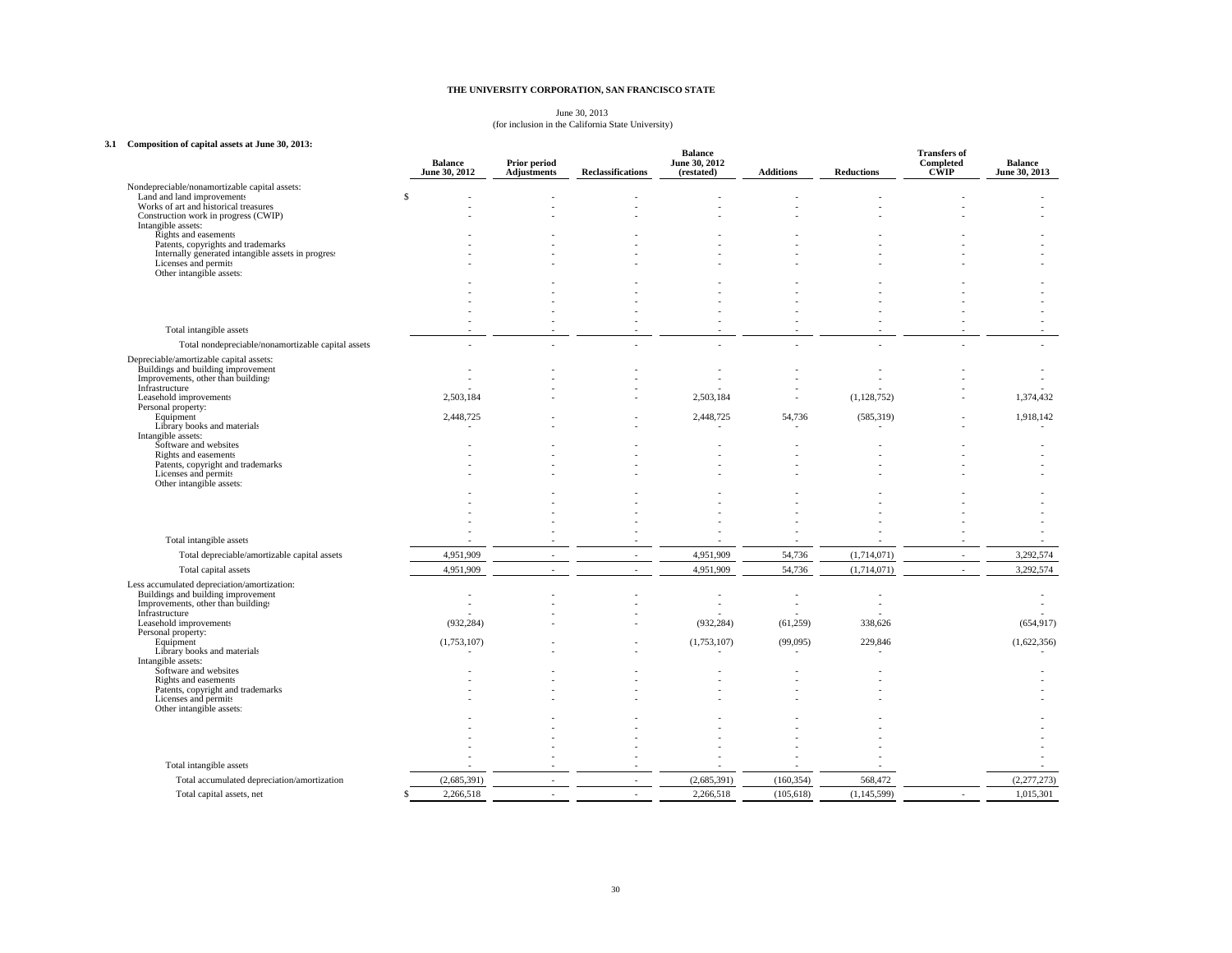**THE UNIVERSITY CORPORATION, SAN FRANCISCO STATE**

June 30, 2013
(for inclusion in the California State University)

**3.1 Composition of capital assets at June 30, 2013:**

| | Balance June 30, 2012 | Prior period Adjustments | Reclassifications | Balance June 30, 2012 (restated) | Additions | Reductions | Transfers of Completed CWIP | Balance June 30, 2013 |
|---|---|---|---|---|---|---|---|---|
| Nondepreciable/nonamortizable capital assets: | | | | | | | | |
| Land and land improvements | $ - | - | - | - | - | - | - | - |
| Works of art and historical treasures | - | - | - | - | - | - | - | - |
| Construction work in progress (CWIP) | - | - | - | - | - | - | - | - |
| Intangible assets: | | | | | | | | |
| Rights and easements | - | - | - | - | - | - | - | - |
| Patents, copyrights and trademarks | - | - | - | - | - | - | - | - |
| Internally generated intangible assets in progress | - | - | - | - | - | - | - | - |
| Licenses and permits | - | - | - | - | - | - | - | - |
| Other intangible assets: | | | | | | | | |
| | - | - | - | - | - | - | - | - |
| | - | - | - | - | - | - | - | - |
| | - | - | - | - | - | - | - | - |
| | - | - | - | - | - | - | - | - |
| | - | - | - | - | - | - | - | - |
| Total intangible assets | - | - | - | - | - | - | - | - |
| Total nondepreciable/nonamortizable capital assets | - | - | - | - | - | - | - | - |
| Depreciable/amortizable capital assets: | | | | | | | | |
| Buildings and building improvement | - | - | - | - | - | - | - | - |
| Improvements, other than buildings | - | - | - | - | - | - | - | - |
| Infrastructure | - | - | - | - | - | - | - | - |
| Leasehold improvements | 2,503,184 | - | - | 2,503,184 | - | (1,128,752) | - | 1,374,432 |
| Personal property: | | | | | | | | |
| Equipment | 2,448,725 | - | - | 2,448,725 | 54,736 | (585,319) | - | 1,918,142 |
| Library books and materials | - | - | - | - | - | - | - | - |
| Intangible assets: | | | | | | | | |
| Software and websites | - | - | - | - | - | - | - | - |
| Rights and easements | - | - | - | - | - | - | - | - |
| Patents, copyright and trademarks | - | - | - | - | - | - | - | - |
| Licenses and permits | - | - | - | - | - | - | - | - |
| Other intangible assets: | | | | | | | | |
| | - | - | - | - | - | - | - | - |
| | - | - | - | - | - | - | - | - |
| | - | - | - | - | - | - | - | - |
| | - | - | - | - | - | - | - | - |
| | - | - | - | - | - | - | - | - |
| Total intangible assets | - | - | - | - | - | - | - | - |
| Total depreciable/amortizable capital assets | 4,951,909 | - | - | 4,951,909 | 54,736 | (1,714,071) | - | 3,292,574 |
| Total capital assets | 4,951,909 | - | - | 4,951,909 | 54,736 | (1,714,071) | - | 3,292,574 |
| Less accumulated depreciation/amortization: | | | | | | | | |
| Buildings and building improvement | - | - | - | - | - | - | | - |
| Improvements, other than buildings | - | - | - | - | - | - | | - |
| Infrastructure | - | - | - | - | - | - | | - |
| Leasehold improvements | (932,284) | - | - | (932,284) | (61,259) | 338,626 | | (654,917) |
| Personal property: | | | | | | | | |
| Equipment | (1,753,107) | - | - | (1,753,107) | (99,095) | 229,846 | | (1,622,356) |
| Library books and materials | - | - | - | - | - | - | | - |
| Intangible assets: | | | | | | | | |
| Software and websites | - | - | - | - | - | - | | - |
| Rights and easements | - | - | - | - | - | - | | - |
| Patents, copyright and trademarks | - | - | - | - | - | - | | - |
| Licenses and permits | - | - | - | - | - | - | | - |
| Other intangible assets: | | | | | | | | |
| | - | - | - | - | - | - | | - |
| | - | - | - | - | - | - | | - |
| | - | - | - | - | - | - | | - |
| | - | - | - | - | - | - | | - |
| | - | - | - | - | - | - | | - |
| Total intangible assets | - | - | - | - | - | - | | - |
| Total accumulated depreciation/amortization | (2,685,391) | - | - | (2,685,391) | (160,354) | 568,472 | | (2,277,273) |
| Total capital assets, net | $ 2,266,518 | - | - | 2,266,518 | (105,618) | (1,145,599) | - | 1,015,301 |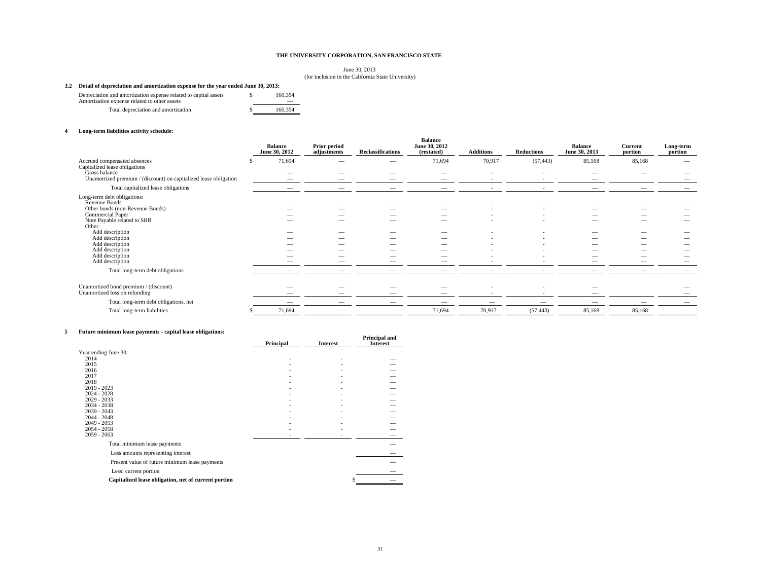**THE UNIVERSITY CORPORATION, SAN FRANCISCO STATE**

June 30, 2013
(for inclusion in the California State University)

**3.2 Detail of depreciation and amortization expense for the year ended June 30, 2013:**

| | |
|---|---|
| Depreciation and amortization expense related to capital assets | $ 160,354 |
| Amortization expense related to other assets | — |
| Total depreciation and amortization | $ 160,354 |

**4 Long-term liabilities activity schedule:**

| | Balance June 30, 2012 | Prior period adjustments | Reclassifications | Balance June 30, 2012 (restated) | Additions | Reductions | Balance June 30, 2013 | Current portion | Long-term portion |
|---|---|---|---|---|---|---|---|---|---|
| Accrued compensated absences | $ 71,694 | — | — | 71,694 | 70,917 | (57,443) | 85,168 | 85,168 | — |
| Capitalized lease obligations | | | | | | | | | |
| Gross balance | — | — | — | — | - | - | — | — | — |
| Unamortized premium / (discount) on capitalized lease obligation | — | — | — | — | - | - | — | | — |
| Total capitalized lease obligations | — | — | — | — | - | - | — | — | — |
| Long-term debt obligations: | | | | | | | | | |
| Revenue Bonds | — | — | — | — | - | - | — | — | — |
| Other bonds (non-Revenue Bonds) | — | — | — | — | - | - | — | — | — |
| Commercial Paper | — | — | — | — | - | - | — | — | — |
| Note Payable related to SRB | — | — | — | — | - | - | — | — | — |
| Other: | | | | | | | | | |
| Add description | — | — | — | — | - | - | — | — | — |
| Add description | — | — | — | — | - | - | — | — | — |
| Add description | — | — | — | — | - | - | — | — | — |
| Add description | — | — | — | — | - | - | — | — | — |
| Add description | — | — | — | — | - | - | — | — | — |
| Add description | — | — | — | — | - | - | — | — | — |
| Total long-term debt obligations | — | — | — | — | - | - | — | — | — |
| Unamortized bond premium / (discount) | — | — | — | — | - | - | — | | — |
| Unamortized loss on refunding | — | — | — | — | - | - | — | | — |
| Total long-term debt obligations, net | — | — | — | — | — | — | — | — | — |
| Total long-term liabilities | $ 71,694 | — | — | 71,694 | 70,917 | (57,443) | 85,168 | 85,168 | — |

**5 Future minimum lease payments - capital lease obligations:**

| | Principal | Interest | Principal and Interest |
|---|---|---|---|
| Year ending June 30: | | | |
| 2014 | - | - | — |
| 2015 | - | - | — |
| 2016 | - | - | — |
| 2017 | - | - | — |
| 2018 | - | - | — |
| 2019 - 2023 | - | - | — |
| 2024 - 2028 | - | - | — |
| 2029 - 2033 | - | - | — |
| 2034 - 2038 | - | - | — |
| 2039 - 2043 | - | - | — |
| 2044 - 2048 | - | - | — |
| 2049 - 2053 | - | - | — |
| 2054 - 2058 | - | - | — |
| 2059 - 2063 | - | - | — |
| Total minimum lease payments | | | — |
| Less amounts representing interest | | | — |
| Present value of future minimum lease payments | | | — |
| Less: current portion | | | — |
| **Capitalized lease obligation, net of current portion** | | | $ — |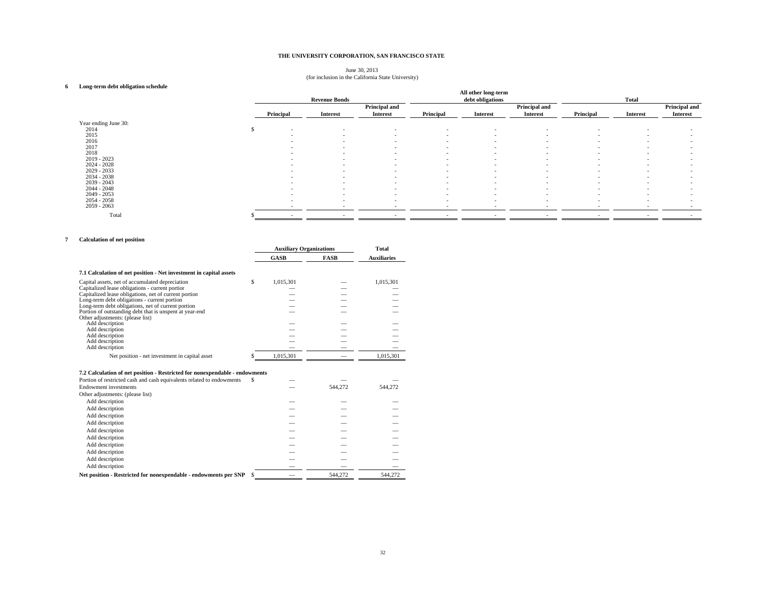**THE UNIVERSITY CORPORATION, SAN FRANCISCO STATE**

June 30, 2013
(for inclusion in the California State University)

**6 Long-term debt obligation schedule**

| | Revenue Bonds | | | All other long-term debt obligations | | | Total | | |
|---|---|---|---|---|---|---|---|---|---|
| | Principal | Interest | Principal and Interest | Principal | Interest | Principal and Interest | Principal | Interest | Principal and Interest |
| Year ending June 30: | | | | | | | | | |
| 2014 | $ - | - | - | - | - | - | - | - | - |
| 2015 | - | - | - | - | - | - | - | - | - |
| 2016 | - | - | - | - | - | - | - | - | - |
| 2017 | - | - | - | - | - | - | - | - | - |
| 2018 | - | - | - | - | - | - | - | - | - |
| 2019 - 2023 | - | - | - | - | - | - | - | - | - |
| 2024 - 2028 | - | - | - | - | - | - | - | - | - |
| 2029 - 2033 | - | - | - | - | - | - | - | - | - |
| 2034 - 2038 | - | - | - | - | - | - | - | - | - |
| 2039 - 2043 | - | - | - | - | - | - | - | - | - |
| 2044 - 2048 | - | - | - | - | - | - | - | - | - |
| 2049 - 2053 | - | - | - | - | - | - | - | - | - |
| 2054 - 2058 | - | - | - | - | - | - | - | - | - |
| 2059 - 2063 | - | - | - | - | - | - | - | - | - |
| Total | $ - | - | - | - | - | - | - | - | - |

**7 Calculation of net position**

| | Auxiliary Organizations | | Total |
|---|---|---|---|
| | GASB | FASB | Auxiliaries |
| **7.1 Calculation of net position - Net investment in capital assets** | | | |
| Capital assets, net of accumulated depreciation | $ 1,015,301 | — | 1,015,301 |
| Capitalized lease obligations - current portion | — | — | — |
| Capitalized lease obligations, net of current portion | — | — | — |
| Long-term debt obligations - current portion | — | — | — |
| Long-term debt obligations, net of current portion | — | — | — |
| Portion of outstanding debt that is unspent at year-end | — | — | — |
| Other adjustments: (please list) | | | |
| Add description | — | — | — |
| Add description | — | — | — |
| Add description | — | — | — |
| Add description | — | — | — |
| Add description | — | — | — |
| Net position - net investment in capital asset | $ 1,015,301 | — | 1,015,301 |
| **7.2 Calculation of net position - Restricted for nonexpendable - endowments** | | | |
| Portion of restricted cash and cash equivalents related to endowments | $ — | — | — |
| Endowment investments | — | 544,272 | 544,272 |
| Other adjustments: (please list) | | | |
| Add description | — | — | — |
| Add description | — | — | — |
| Add description | — | — | — |
| Add description | — | — | — |
| Add description | — | — | — |
| Add description | — | — | — |
| Add description | — | — | — |
| Add description | — | — | — |
| Add description | — | — | — |
| Add description | — | — | — |
| **Net position - Restricted for nonexpendable - endowments per SNP** | $ — | 544,272 | 544,272 |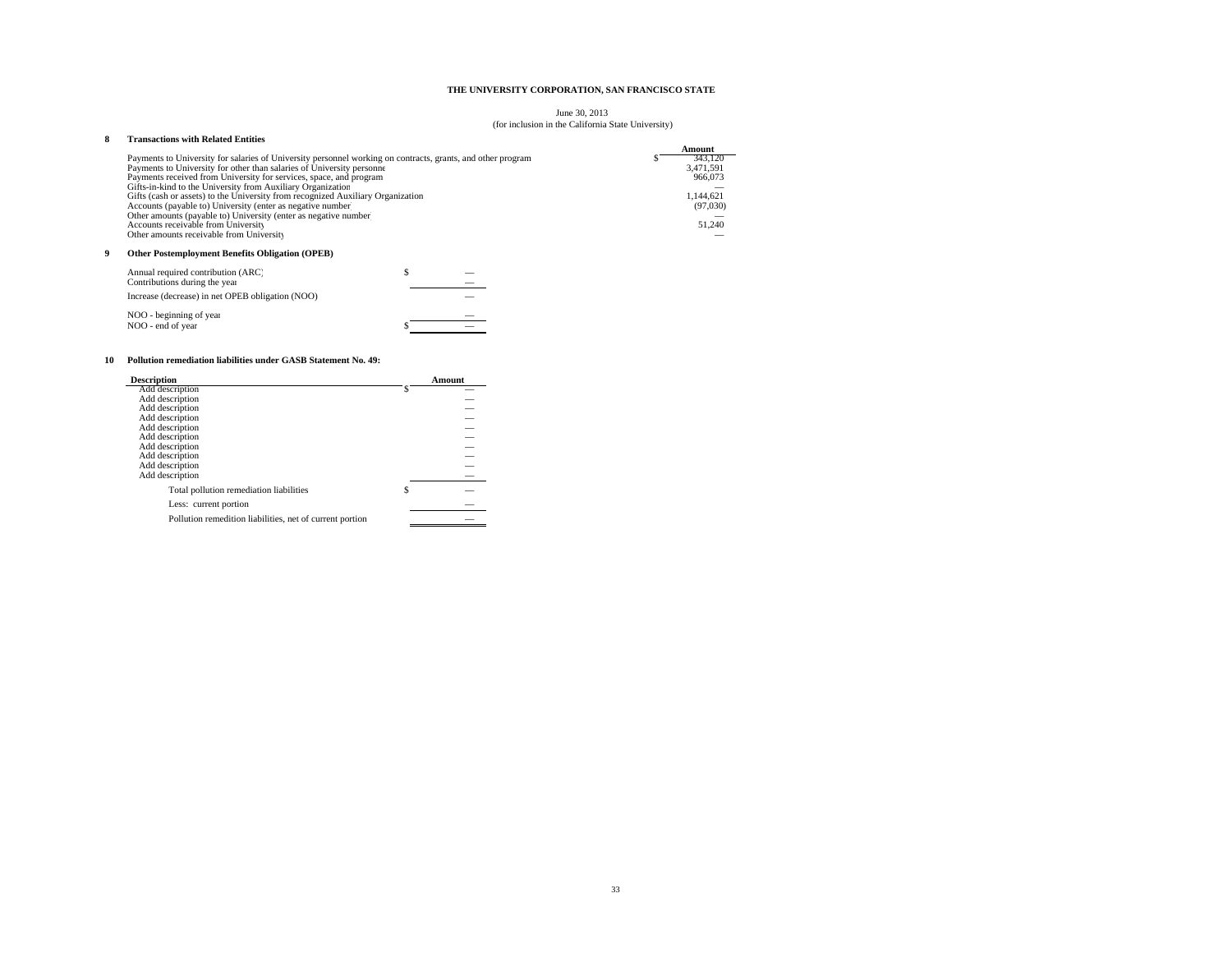**THE UNIVERSITY CORPORATION, SAN FRANCISCO STATE**

June 30, 2013
(for inclusion in the California State University)

## 8 Transactions with Related Entities

| | Amount |
|---|---|
| Payments to University for salaries of University personnel working on contracts, grants, and other program | $ 343,120 |
| Payments to University for other than salaries of University personne | 3,471,591 |
| Payments received from University for services, space, and program | 966,073 |
| Gifts-in-kind to the University from Auxiliary Organization | — |
| Gifts (cash or assets) to the University from recognized Auxiliary Organization | 1,144,621 |
| Accounts (payable to) University (enter as negative number | (97,030) |
| Other amounts (payable to) University (enter as negative number | — |
| Accounts receivable from University | 51,240 |
| Other amounts receivable from University | — |

## 9 Other Postemployment Benefits Obligation (OPEB)

| | |
|---|---|
| Annual required contribution (ARC) | $ — |
| Contributions during the year | — |
| Increase (decrease) in net OPEB obligation (NOO) | — |
| NOO - beginning of year | — |
| NOO - end of year | $ — |

## 10 Pollution remediation liabilities under GASB Statement No. 49:

| Description | Amount |
|---|---|
| Add description | $ — |
| Add description | — |
| Add description | — |
| Add description | — |
| Add description | — |
| Add description | — |
| Add description | — |
| Add description | — |
| Add description | — |
| Add description | — |
| Total pollution remediation liabilities | $ — |
| Less: current portion | — |
| Pollution remedition liabilities, net of current portion | — |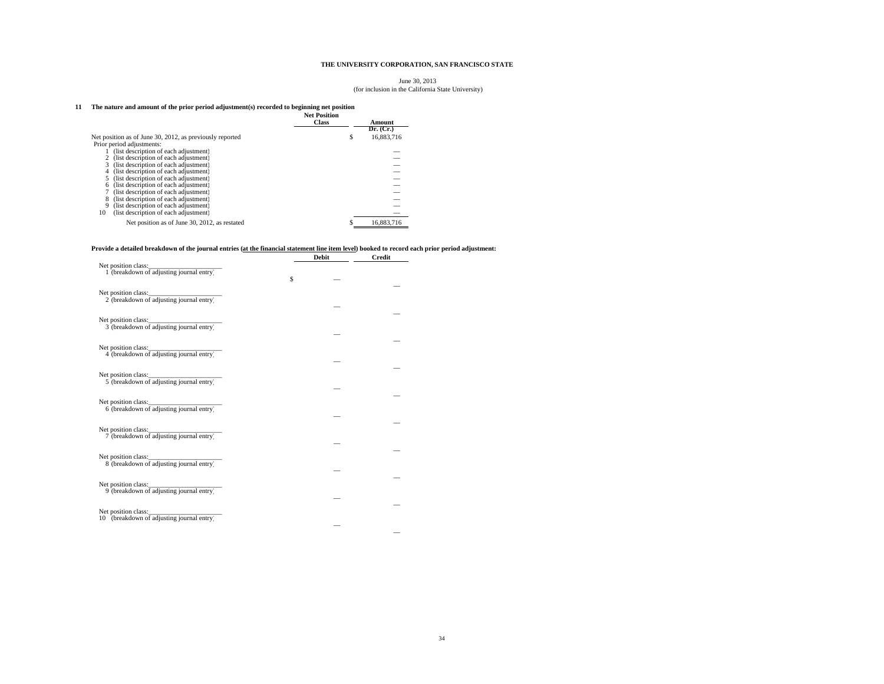**THE UNIVERSITY CORPORATION, SAN FRANCISCO STATE**

June 30, 2013
(for inclusion in the California State University)

**11 The nature and amount of the prior period adjustment(s) recorded to beginning net position**

| | Net Position Class | Amount Dr. (Cr.) |
|---|---|---|
| Net position as of June 30, 2012, as previously reported | | $ 16,883,716 |
| Prior period adjustments: | | |
| 1 (list description of each adjustment) | | — |
| 2 (list description of each adjustment) | | — |
| 3 (list description of each adjustment) | | — |
| 4 (list description of each adjustment) | | — |
| 5 (list description of each adjustment) | | — |
| 6 (list description of each adjustment) | | — |
| 7 (list description of each adjustment) | | — |
| 8 (list description of each adjustment) | | — |
| 9 (list description of each adjustment) | | — |
| 10 (list description of each adjustment) | | — |
| Net position as of June 30, 2012, as restated | | $ 16,883,716 |

**Provide a detailed breakdown of the journal entries (at the financial statement line item level) booked to record each prior period adjustment:**

| | Debit | Credit |
|---|---|---|
| Net position class:______________________ | | |
| 1 (breakdown of adjusting journal entry) | | |
| | $ — | |
| | | — |
| Net position class:______________________ | | |
| 2 (breakdown of adjusting journal entry) | | |
| | — | |
| | | — |
| Net position class:______________________ | | |
| 3 (breakdown of adjusting journal entry) | | |
| | — | |
| | | — |
| Net position class:______________________ | | |
| 4 (breakdown of adjusting journal entry) | | |
| | — | |
| | | — |
| Net position class:______________________ | | |
| 5 (breakdown of adjusting journal entry) | | |
| | — | |
| | | — |
| Net position class:______________________ | | |
| 6 (breakdown of adjusting journal entry) | | |
| | — | |
| | | — |
| Net position class:______________________ | | |
| 7 (breakdown of adjusting journal entry) | | |
| | — | |
| | | — |
| Net position class:______________________ | | |
| 8 (breakdown of adjusting journal entry) | | |
| | — | |
| | | — |
| Net position class:______________________ | | |
| 9 (breakdown of adjusting journal entry) | | |
| | — | |
| | | — |
| Net position class:______________________ | | |
| 10 (breakdown of adjusting journal entry) | | |
| | — | |
| | | — |